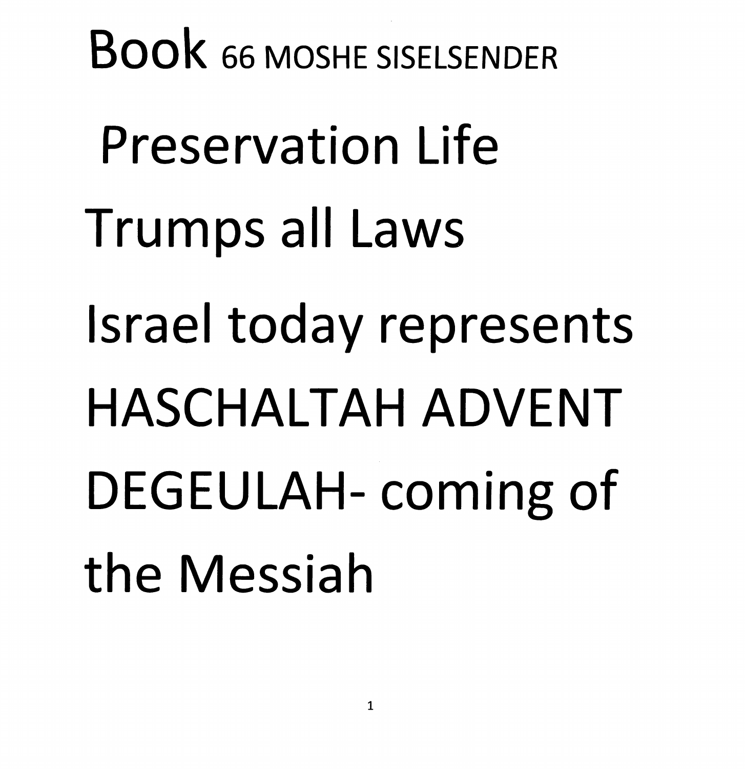# Book 66 MOSHE SISELSENDER

# Preservation Life Trumps all Laws

# Israel today represents HASCHALTAH ADVENT DEGEULAH- coming of the Messiah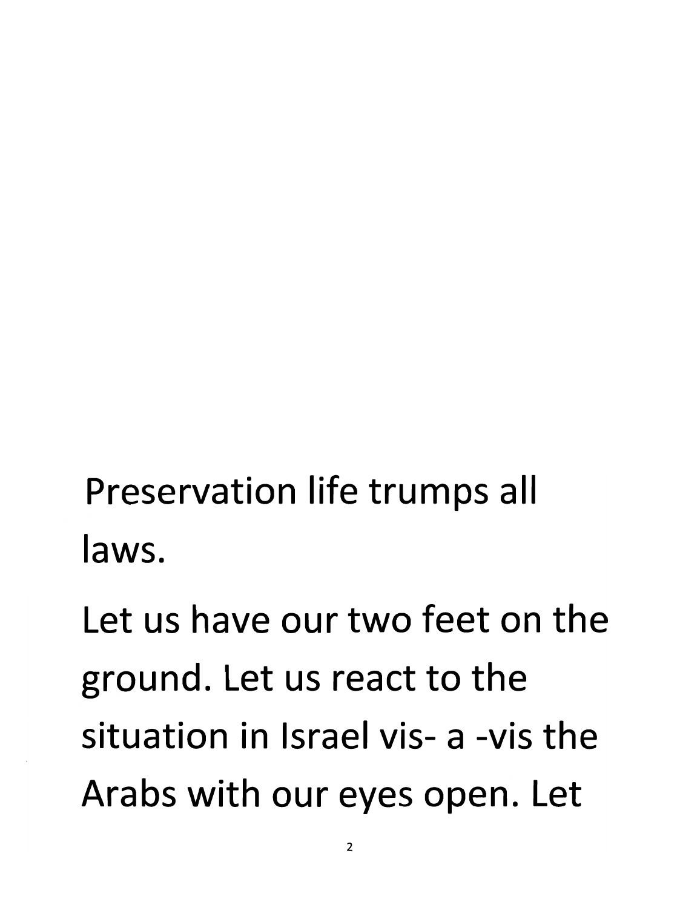Preservation life trumps all laws.

Let us have our two feet on the ground. Let us react to the situation in Israel vis- a -vis the Arabs with our eyes open. Let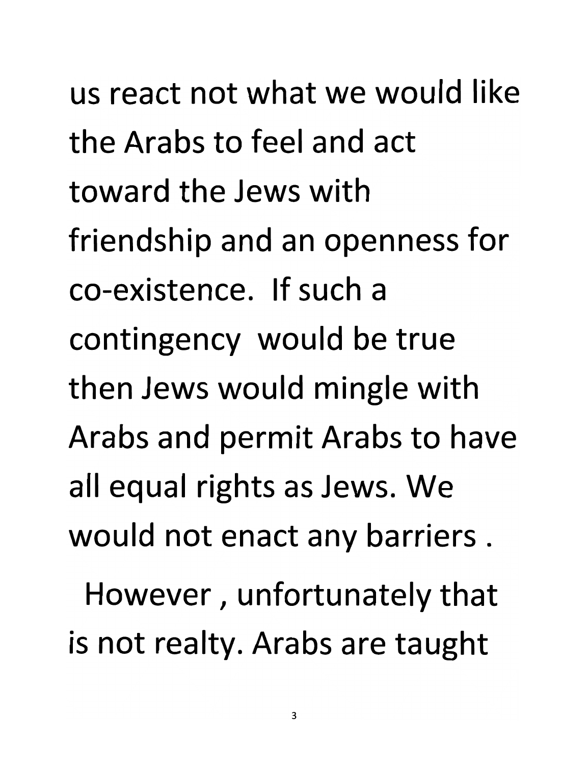us react not what we would like the Arabs to feel and act toward the Jews with friendship and an openness for co-existence. If such a contingency would be true then Jews would mingle with Arabs and permit Arabs to have all equal rights as Jews. We would not enact any barriers .

However , unfortunately that is not realty. Arabs are taught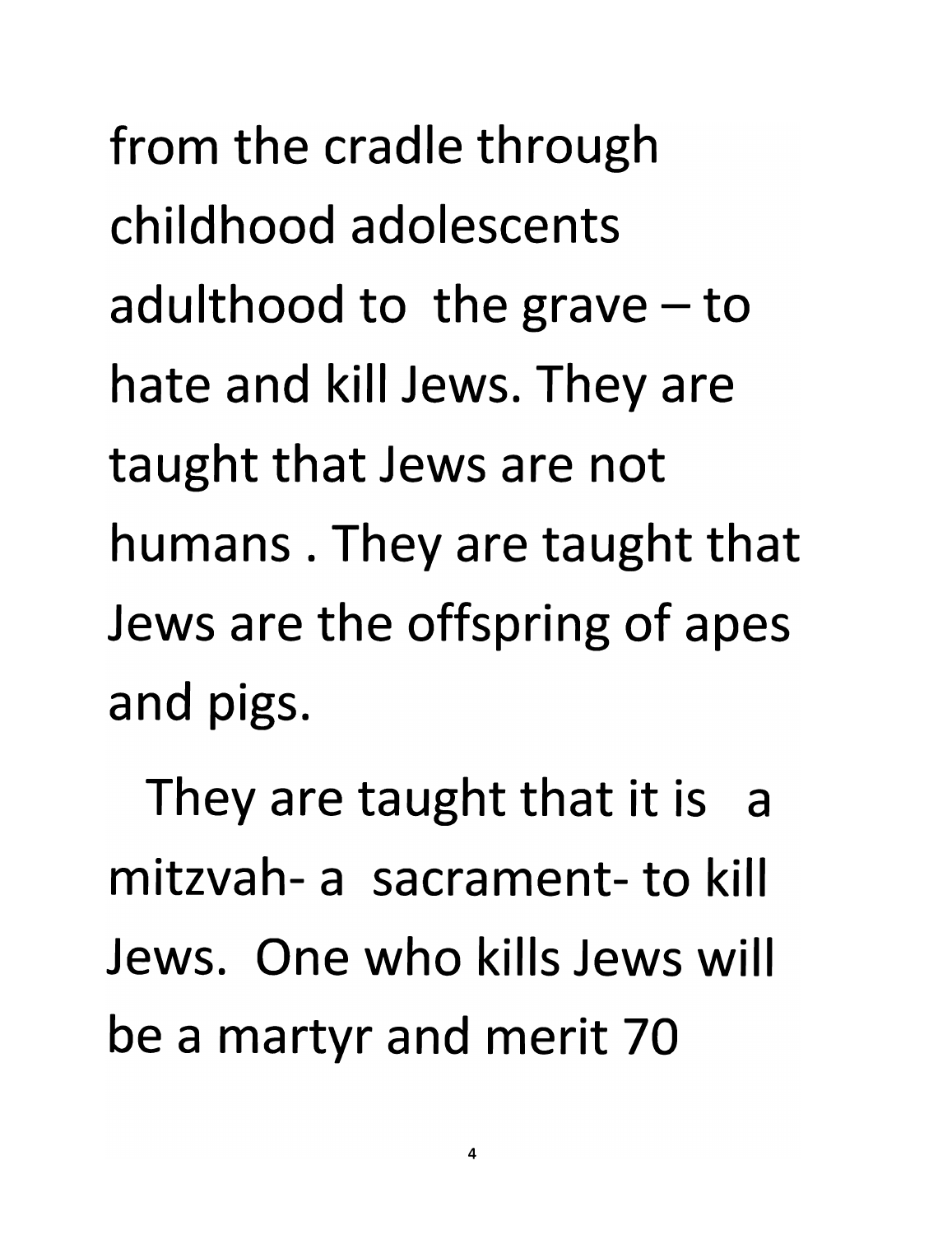from the cradle through childhood adolescents adulthood to the grave – to hate and kill Jews. They are taught that Jews are not humans . They are taught that Jews are the offspring of apes and pigs.

They are taught that it is a mitzvah- a sacrament- to kill Jews. One who kills Jews will be a martyr and merit 70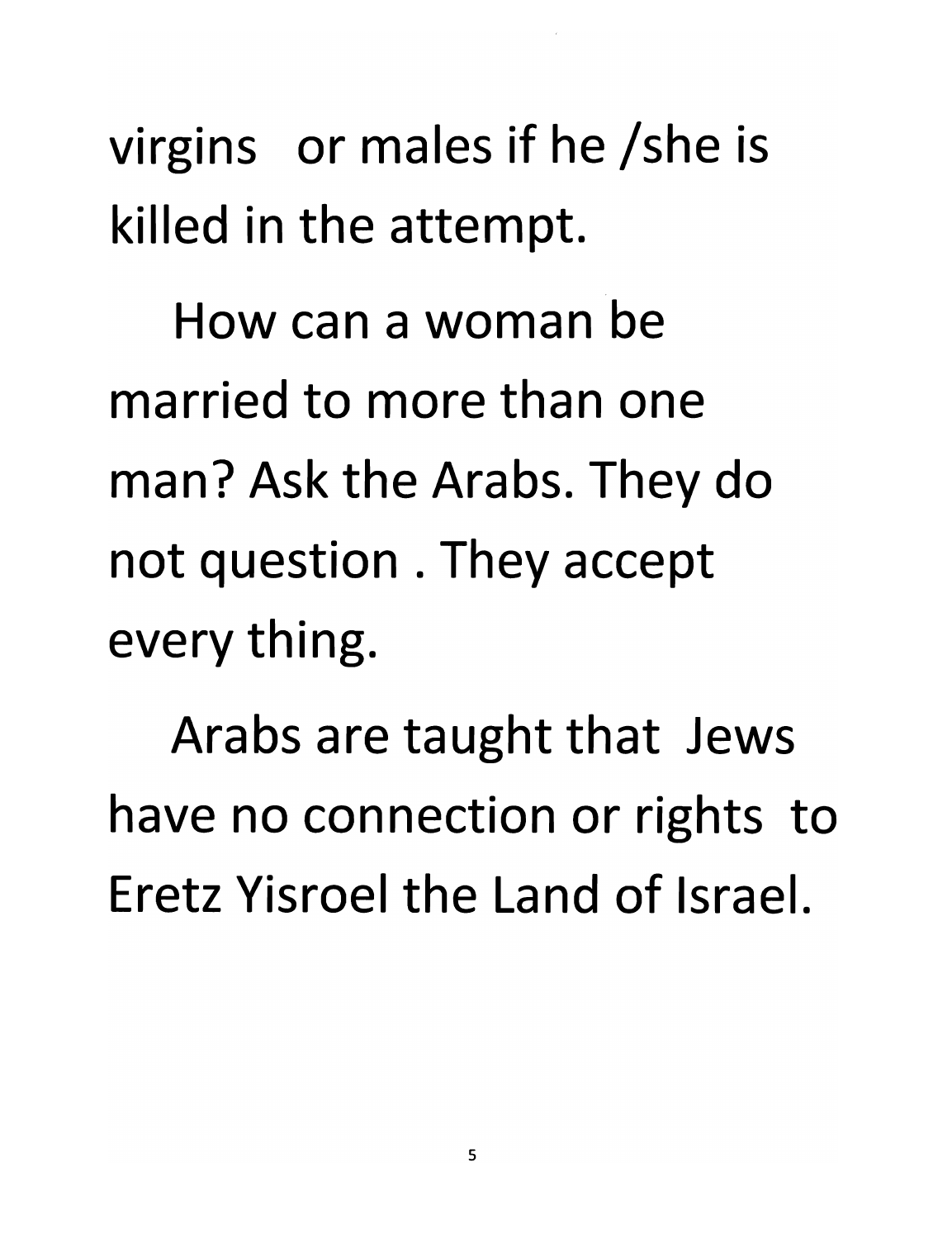virgins or males if he /she is killed in the attempt.

How can a woman be married to more than one man? Ask the Arabs. They do not question . They accept every thing.

Arabs are taught that Jews have no connection or rights to Eretz Yisroel the Land of Israel.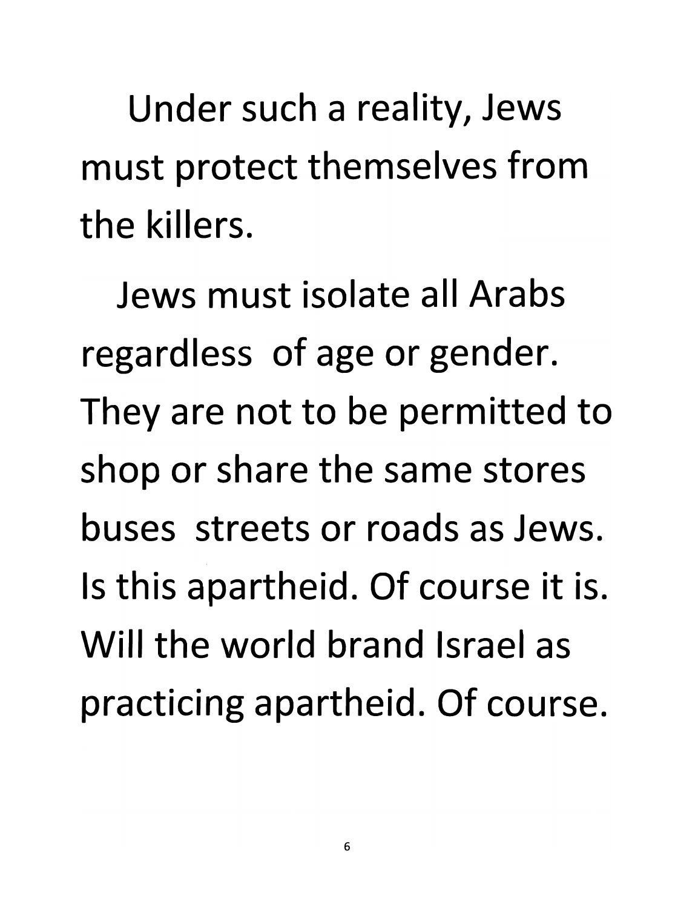Under such a reality, Jews must protect themselves from the killers.

Jews must isolate all Arabs regardless of age or gender. They are not to be permitted to shop or share the same stores buses streets or roads as Jews. Is this apartheid. Of course it is. Will the world brand Israel as practicing apartheid. Of course.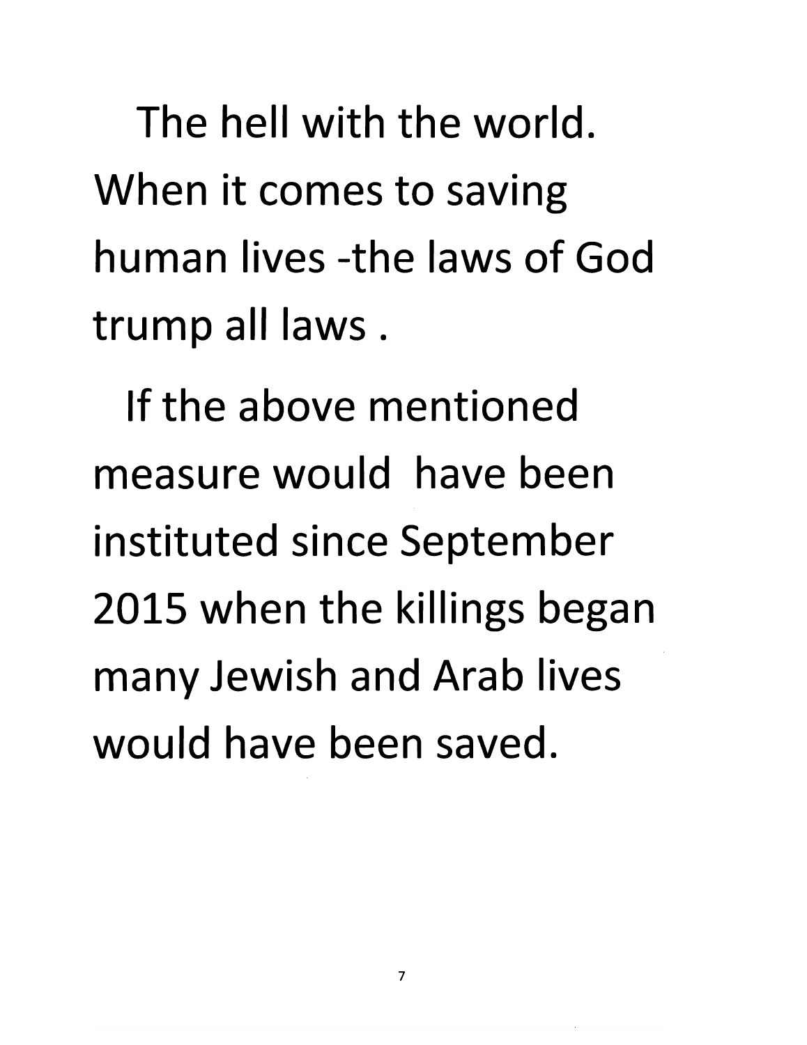The hell with the world. When it comes to saving human lives -the laws of God trump all laws .

If the above mentioned measure would have been instituted since September 2015 when the killings began many Jewish and Arab lives would have been saved.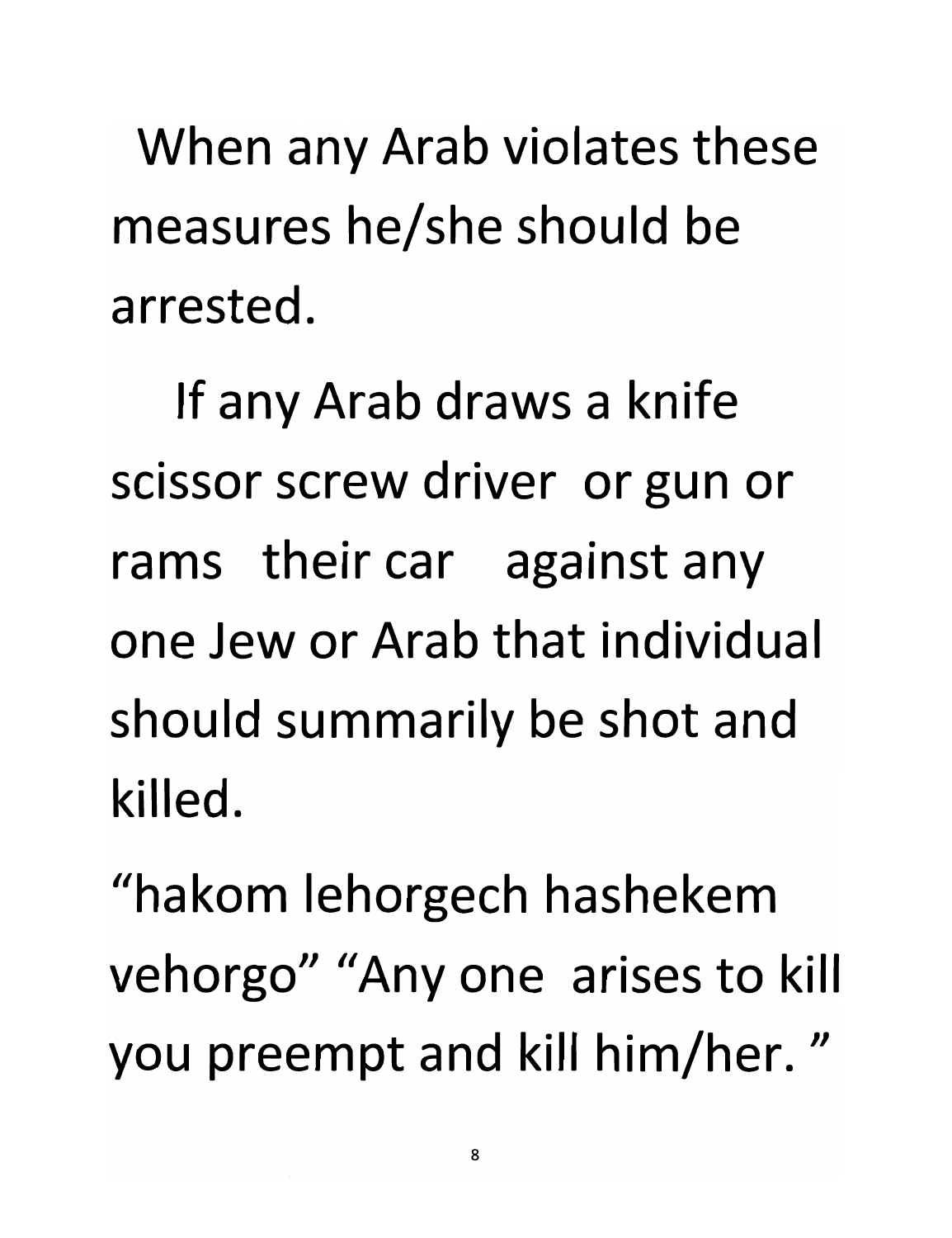When any Arab violates these measures he/she should be arrested.

If any Arab draws a knife scissor screw driver or gun or rams their car against any one Jew or Arab that individual should summarily be shot and killed.

"hakom lehorgech hashekem vehorgo" "Any one arises to kill you preempt and kill him/her. "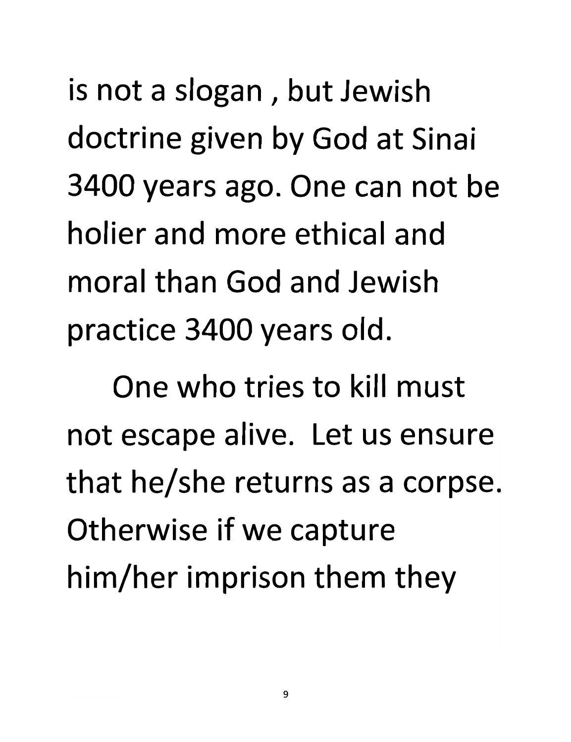is not a slogan , but Jewish doctrine given by God at Sinai 3400 years ago. One can not be holier and more ethical and moral than God and Jewish practice 3400 years old.

One who tries to kill must not escape alive. Let us ensure that he/she returns as a corpse. Otherwise if we capture him/her imprison them they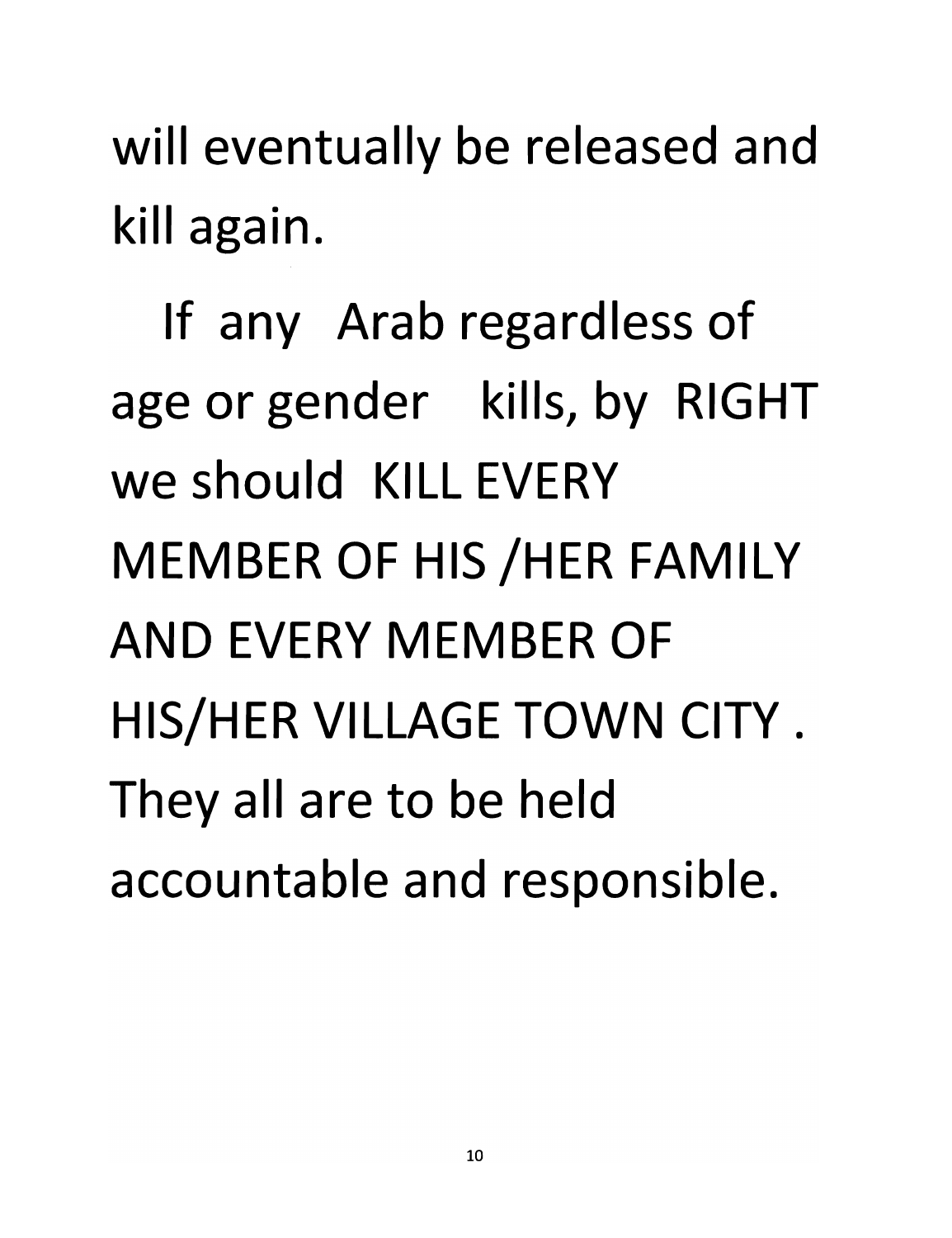will eventually be released and kill again.

If any Arab regardless of age or gender kills, by RIGHT we should KILL EVERY MEMBER OF HIS /HER FAMILY AND EVERY MEMBER OF HIS/HER VILLAGE TOWN CITY . They all are to be held accountable and responsible.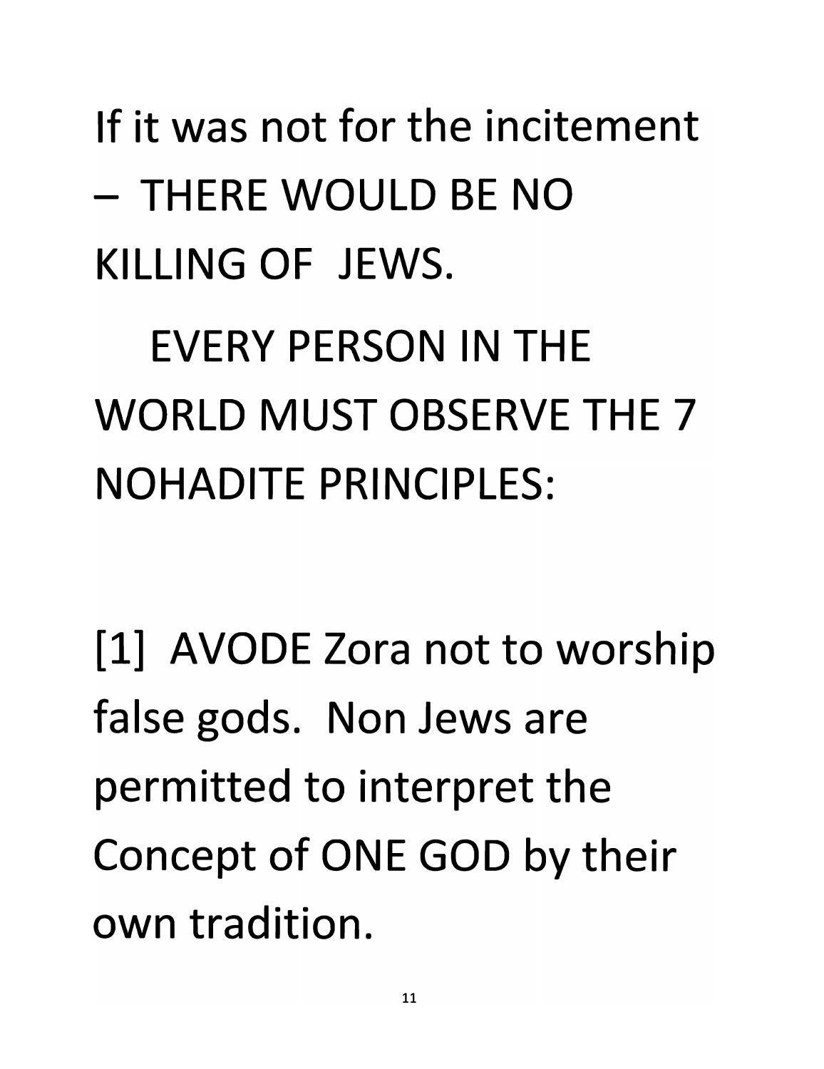If it was not for the incitement – THERE WOULD BE NO KILLING OF JEWS.

EVERY PERSON IN THE WORLD MUST OBSERVE THE 7 NOHADITE PRINCIPLES:

[1] AVODE Zora not to worship false gods. Non Jews are permitted to interpret the Concept of ONE GOD by their own tradition.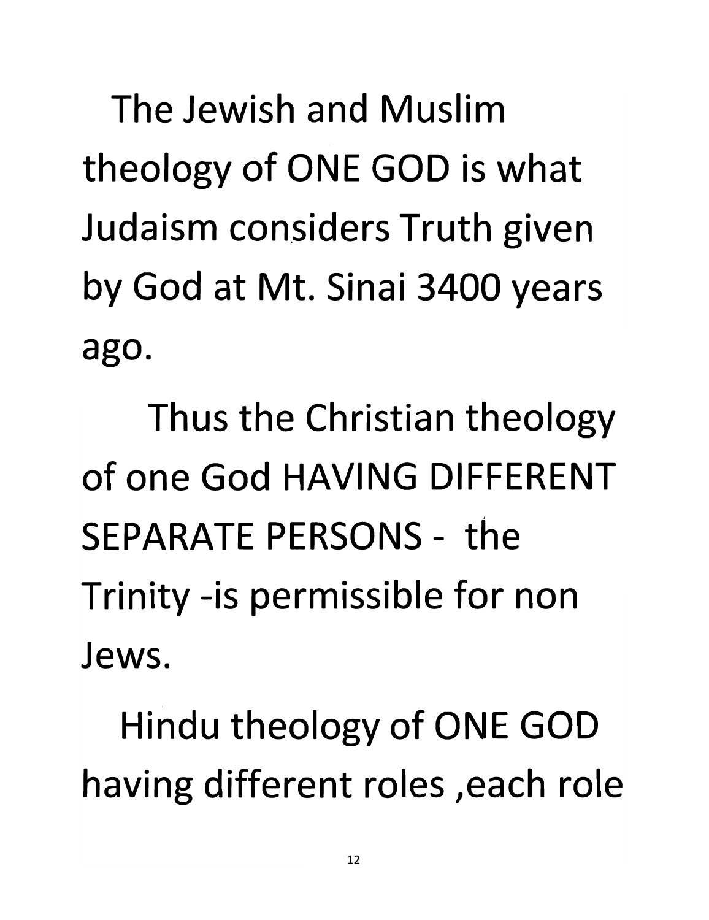The Jewish and Muslim theology of ONE GOD is what Judaism considers Truth given by God at Mt. Sinai 3400 years ago.

Thus the Christian theology of one God HAVING DIFFERENT SEPARATE PERSONS - the Trinity -is permissible for non Jews.

Hindu theology of ONE GOD having different roles ,each role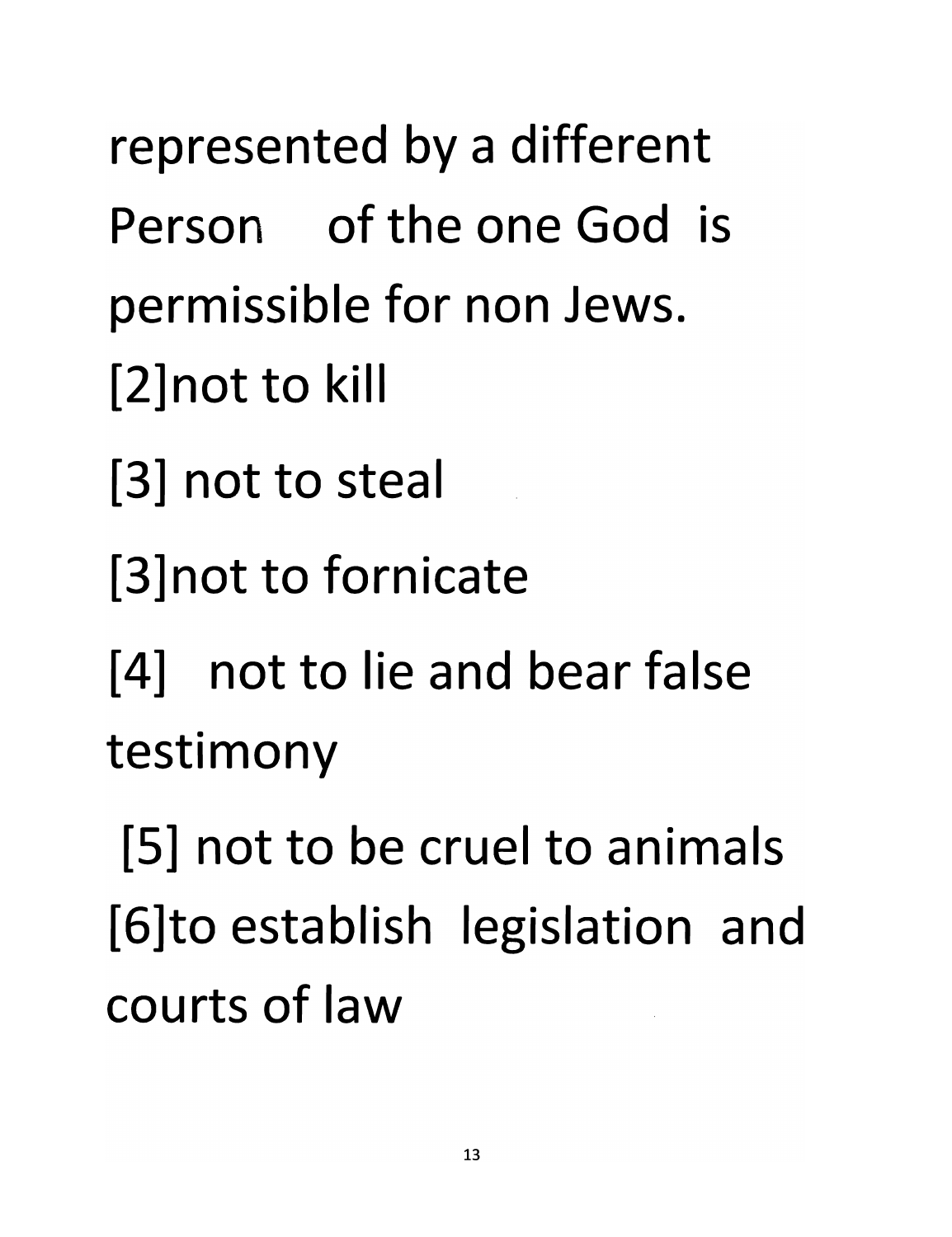represented by a different Person of the one God is permissible for non Jews.

[2]not to kill

[3] not to steal

[3]not to fornicate

[4] not to lie and bear false testimony

[5] not to be cruel to animals

[6]to establish legislation and courts of law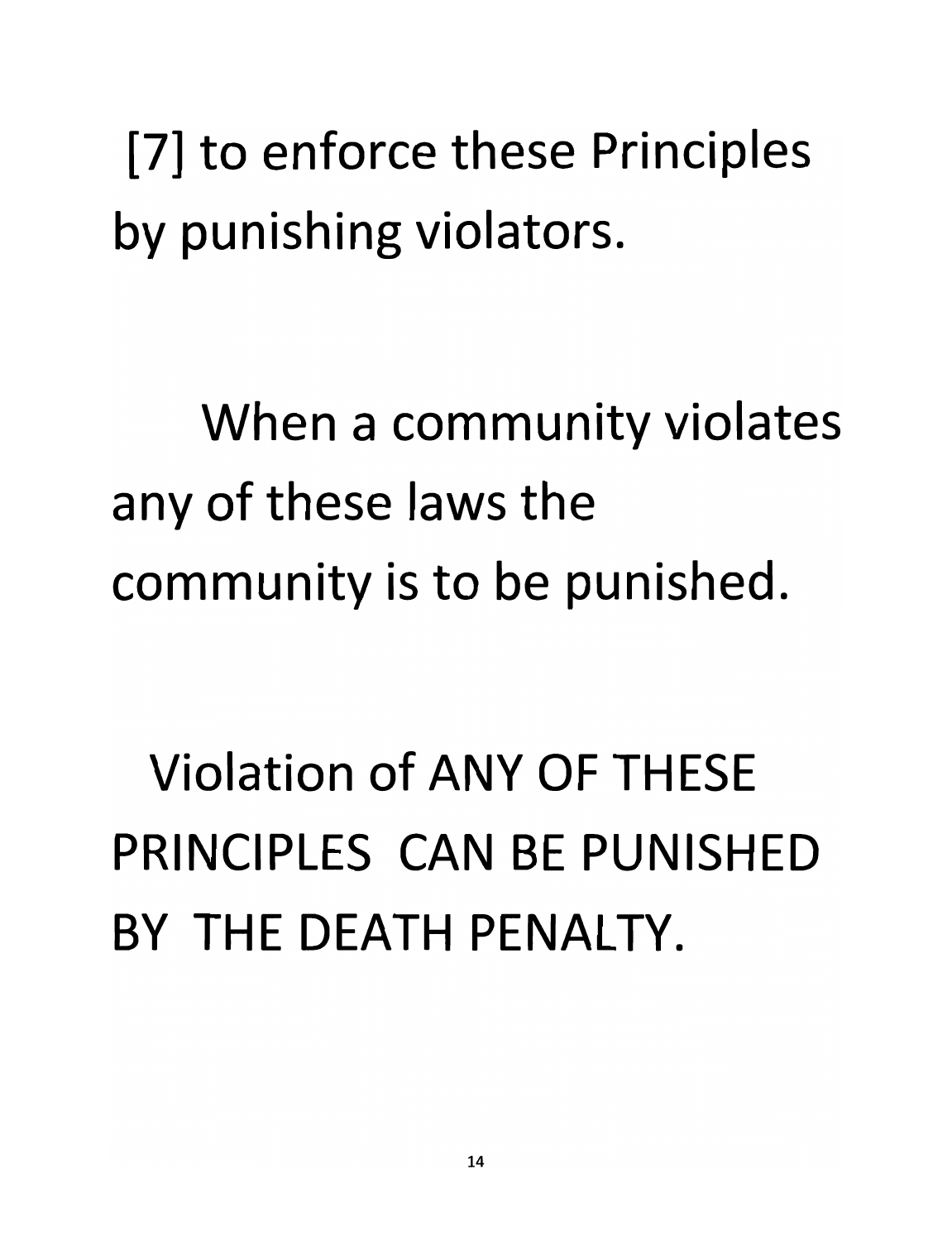[7] to enforce these Principles by punishing violators.

When a community violates any of these laws the community is to be punished.

Violation of ANY OF THESE PRINCIPLES CAN BE PUNISHED BY THE DEATH PENALTY.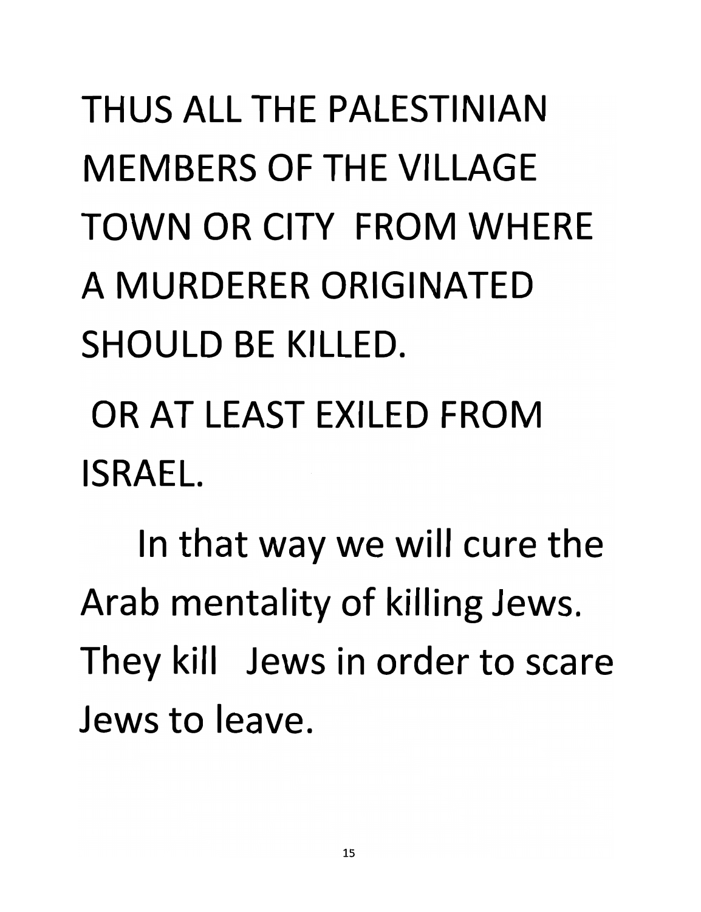THUS ALL THE PALESTINIAN MEMBERS OF THE VILLAGE TOWN OR CITY FROM WHERE A MURDERER ORIGINATED SHOULD BE KILLED.

OR AT LEAST EXILED FROM ISRAEL.

In that way we will cure the Arab mentality of killing Jews. They kill Jews in order to scare Jews to leave.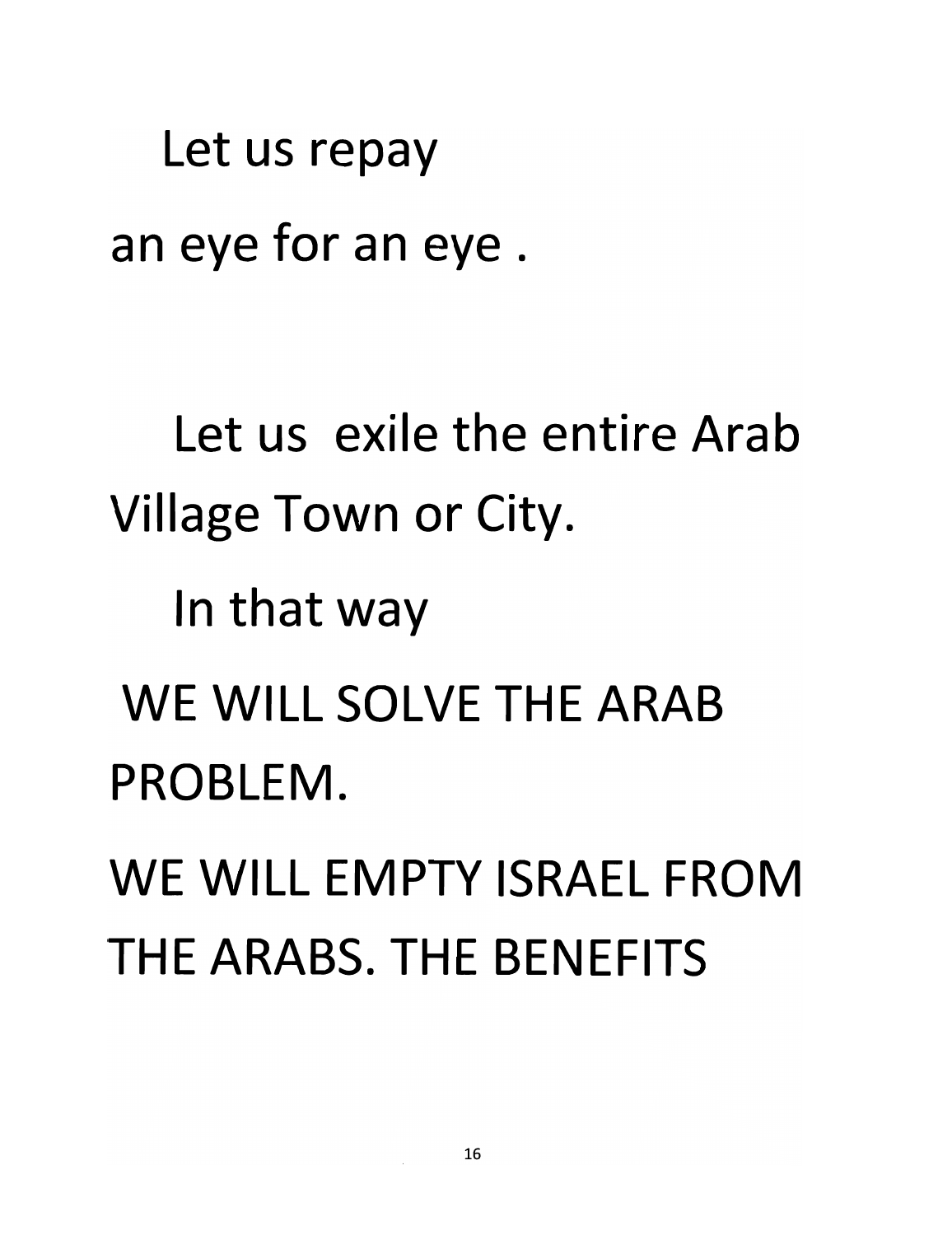Let us repay
an eye for an eye .

Let us exile the entire Arab Village Town or City.

In that way

WE WILL SOLVE THE ARAB PROBLEM.

WE WILL EMPTY ISRAEL FROM THE ARABS. THE BENEFITS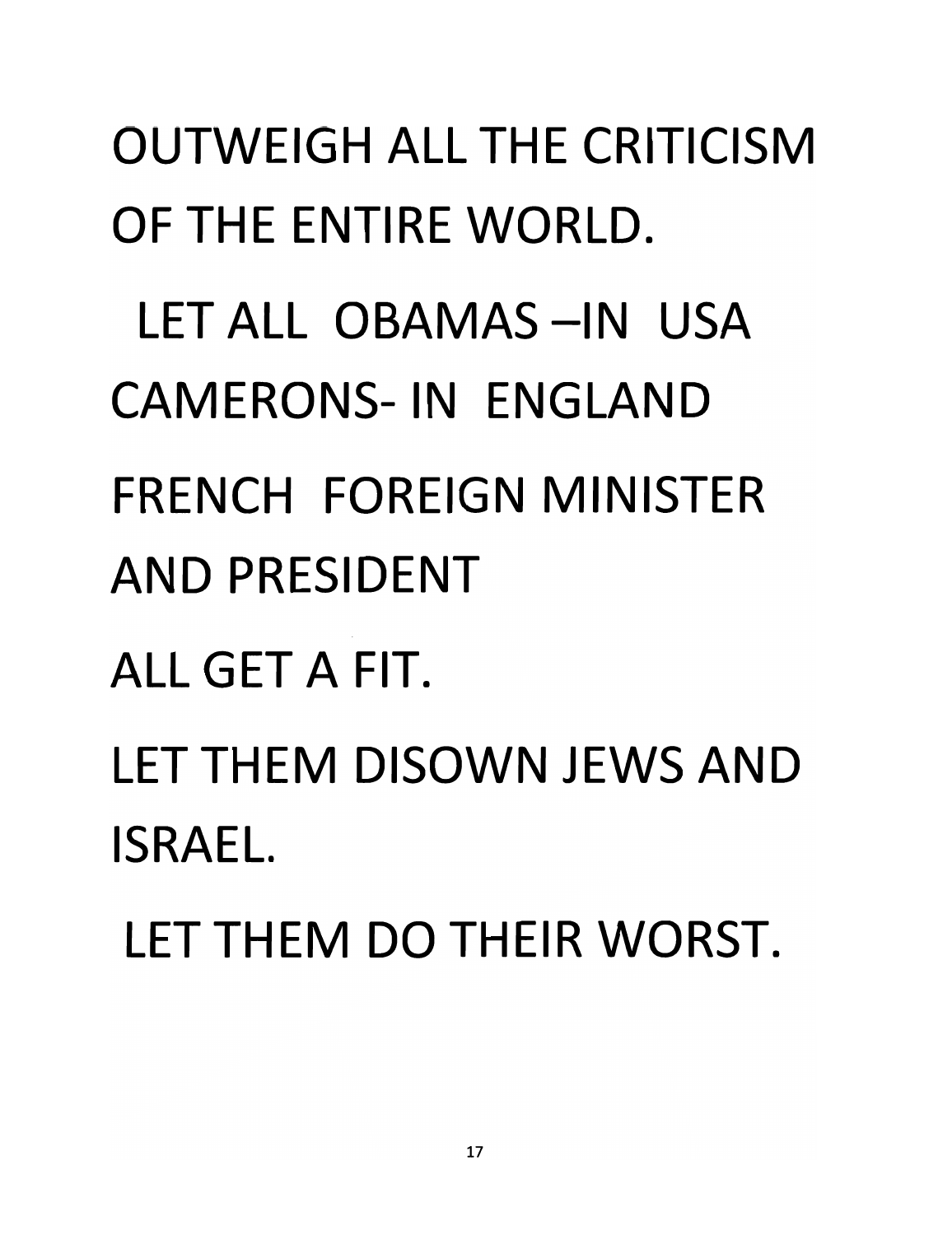OUTWEIGH ALL THE CRITICISM OF THE ENTIRE WORLD.

LET ALL OBAMAS –IN USA

CAMERONS- IN ENGLAND

FRENCH FOREIGN MINISTER AND PRESIDENT

ALL GET A FIT.

LET THEM DISOWN JEWS AND ISRAEL.

LET THEM DO THEIR WORST.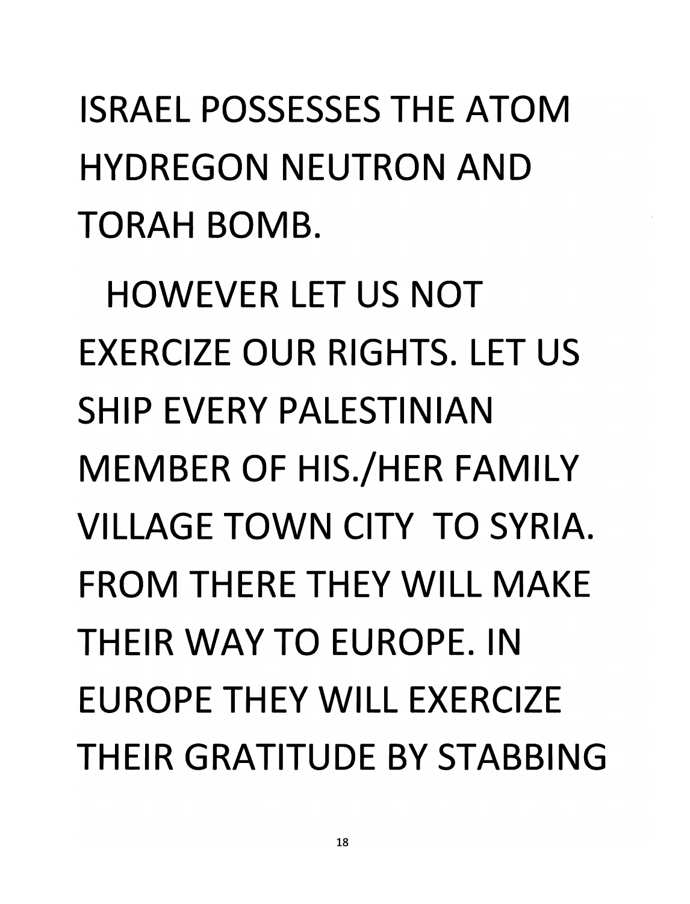ISRAEL POSSESSES THE ATOM HYDREGON NEUTRON AND TORAH BOMB.

HOWEVER LET US NOT EXERCIZE OUR RIGHTS. LET US SHIP EVERY PALESTINIAN MEMBER OF HIS./HER FAMILY VILLAGE TOWN CITY TO SYRIA. FROM THERE THEY WILL MAKE THEIR WAY TO EUROPE. IN EUROPE THEY WILL EXERCIZE THEIR GRATITUDE BY STABBING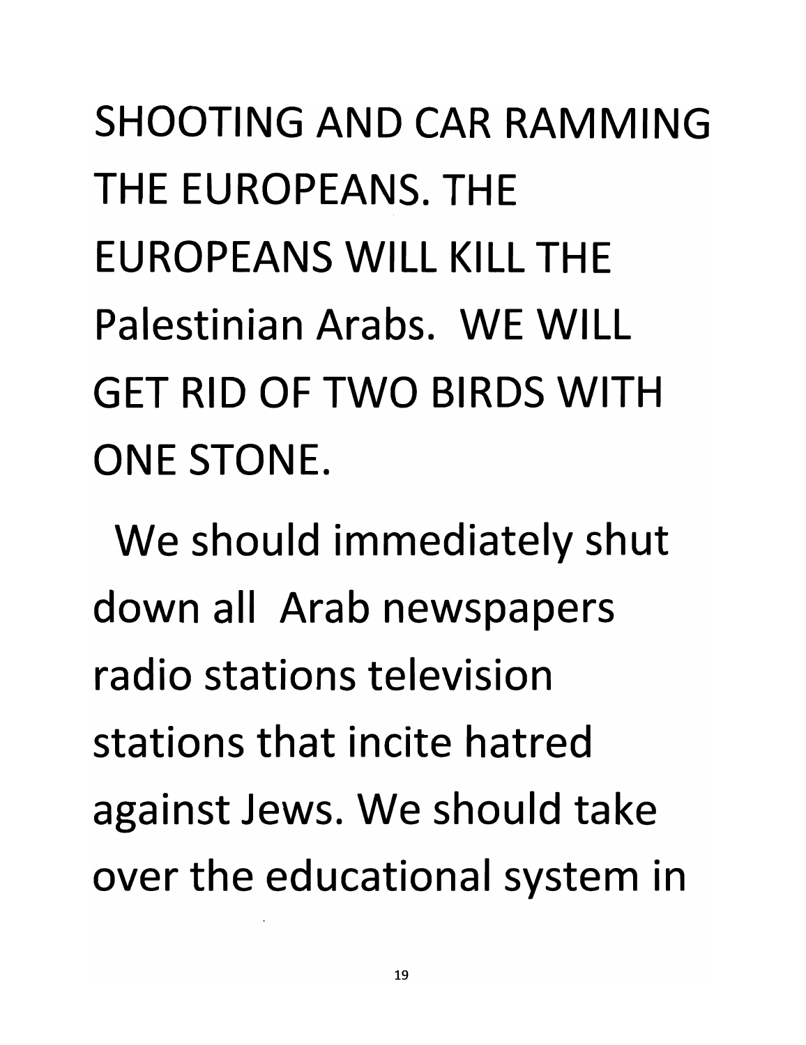SHOOTING AND CAR RAMMING THE EUROPEANS. THE EUROPEANS WILL KILL THE Palestinian Arabs. WE WILL GET RID OF TWO BIRDS WITH ONE STONE.

We should immediately shut down all Arab newspapers radio stations television stations that incite hatred against Jews. We should take over the educational system in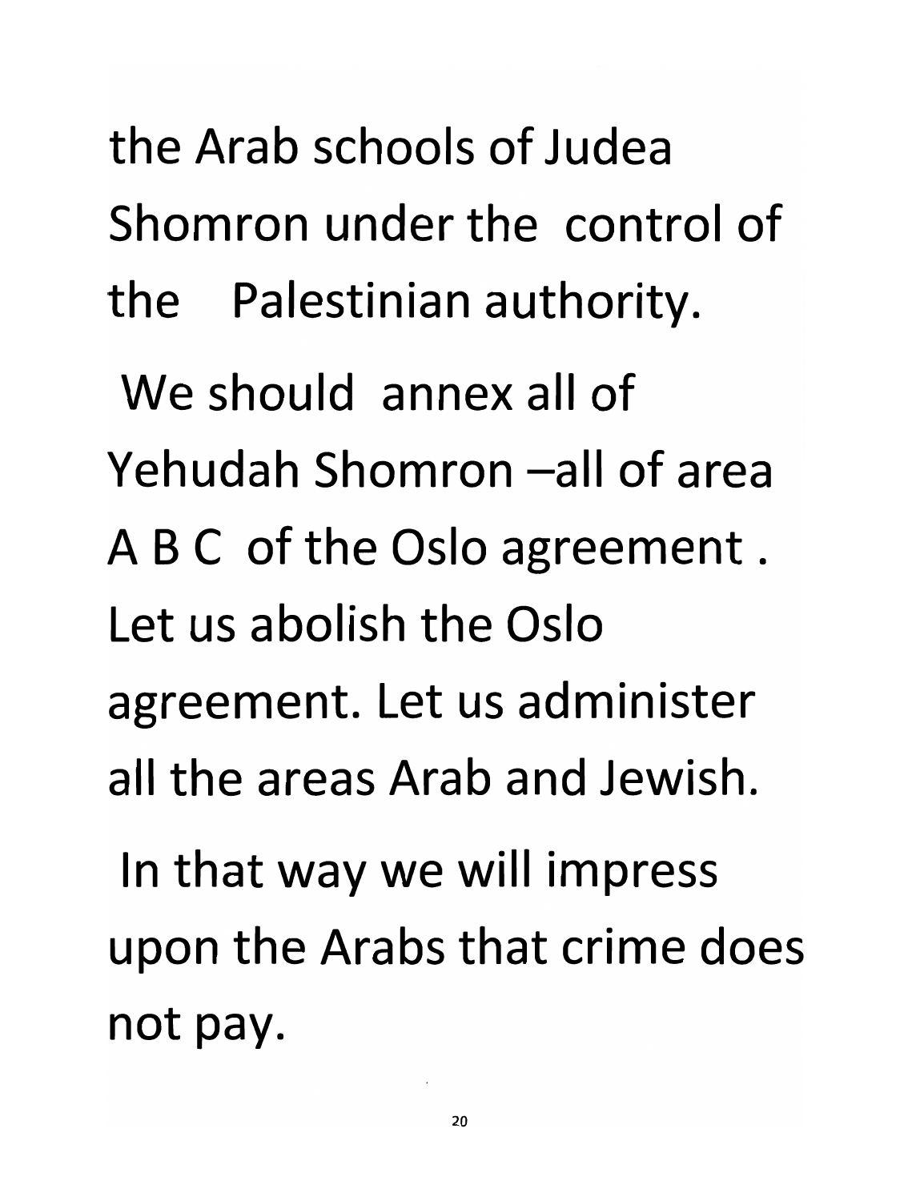the Arab schools of Judea Shomron under the control of the Palestinian authority.

We should annex all of Yehudah Shomron –all of area A B C of the Oslo agreement . Let us abolish the Oslo agreement. Let us administer all the areas Arab and Jewish.

In that way we will impress upon the Arabs that crime does not pay.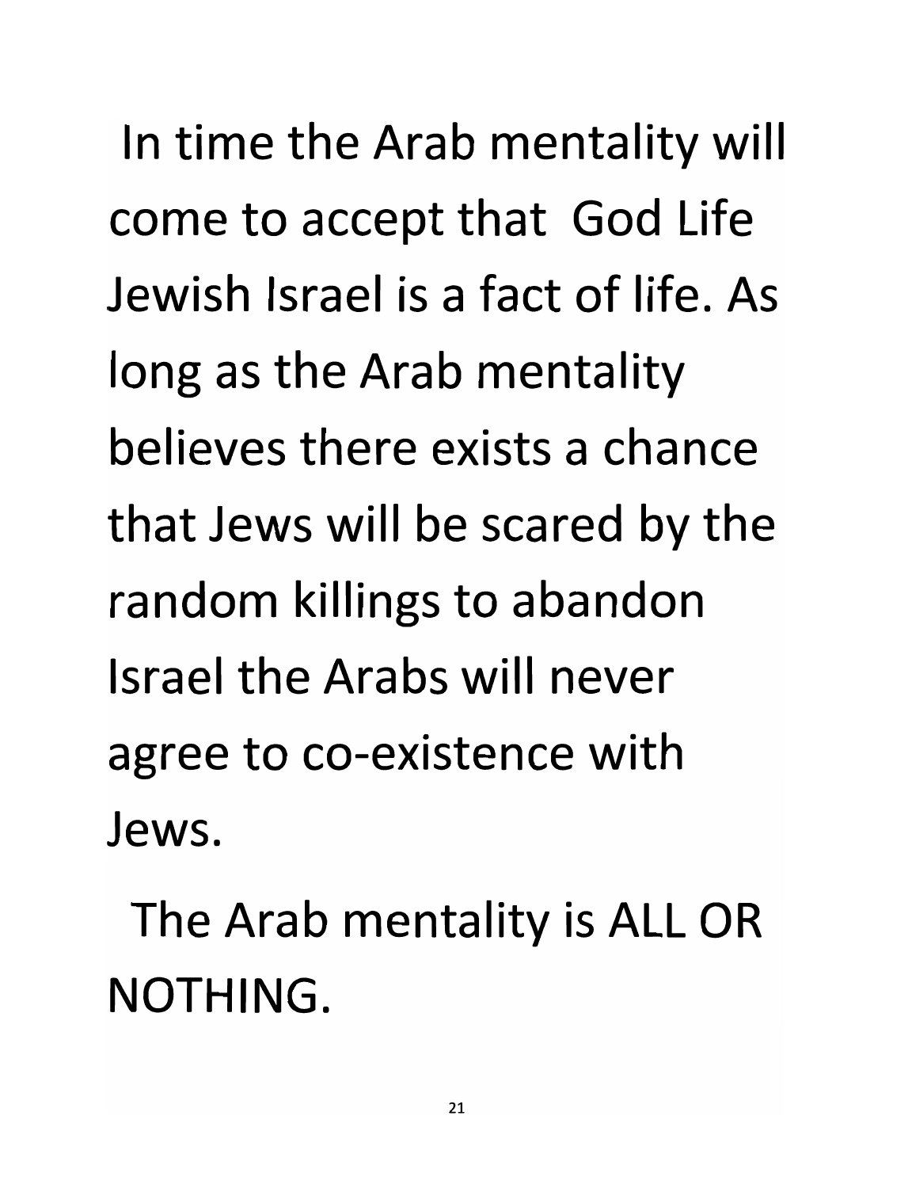In time the Arab mentality will come to accept that God Life Jewish Israel is a fact of life. As long as the Arab mentality believes there exists a chance that Jews will be scared by the random killings to abandon Israel the Arabs will never agree to co-existence with Jews.

The Arab mentality is ALL OR NOTHING.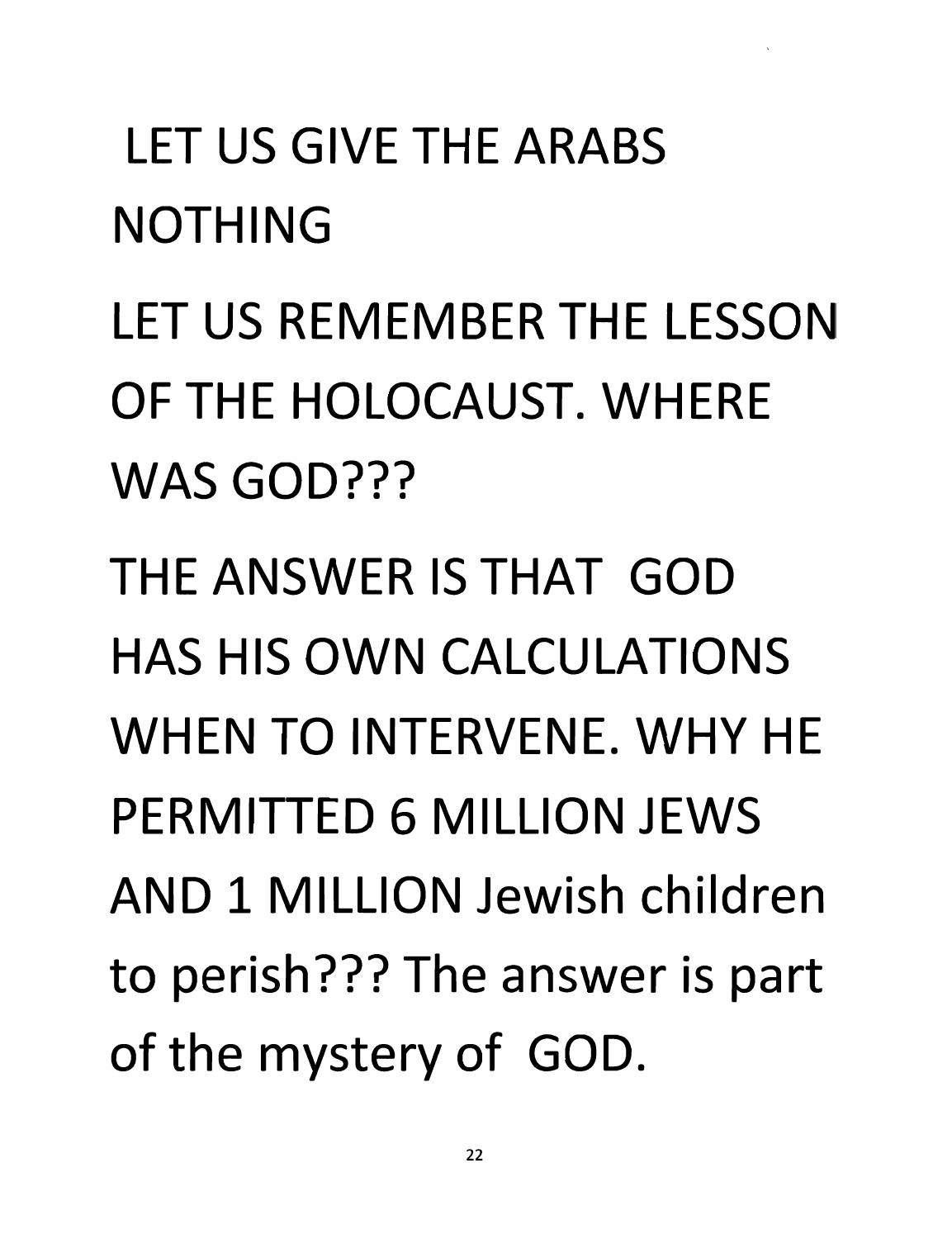LET US GIVE THE ARABS NOTHING

LET US REMEMBER THE LESSON OF THE HOLOCAUST. WHERE WAS GOD???

THE ANSWER IS THAT GOD HAS HIS OWN CALCULATIONS WHEN TO INTERVENE. WHY HE PERMITTED 6 MILLION JEWS AND 1 MILLION Jewish children to perish??? The answer is part of the mystery of GOD.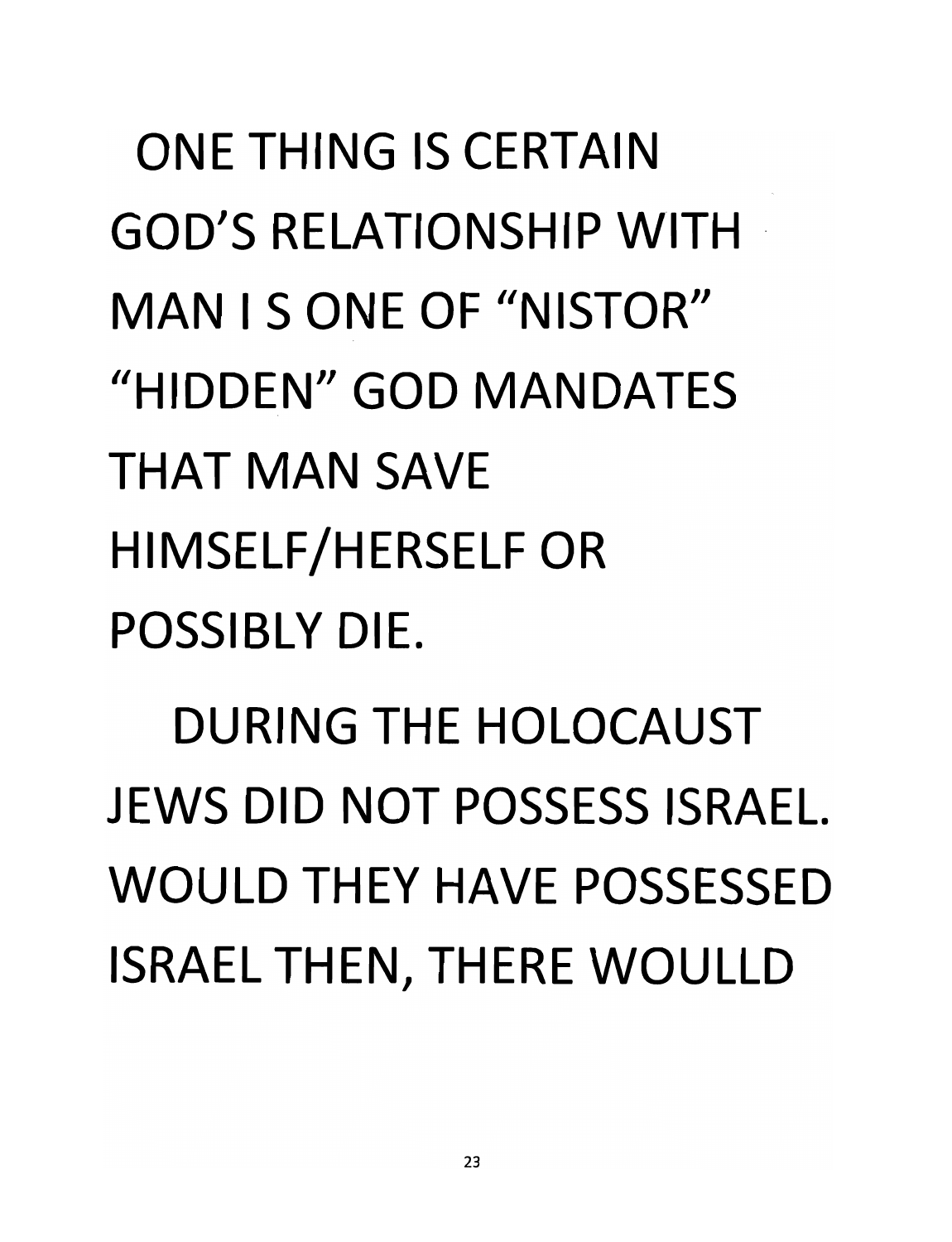ONE THING IS CERTAIN GOD'S RELATIONSHIP WITH MAN I S ONE OF "NISTOR" "HIDDEN" GOD MANDATES THAT MAN SAVE HIMSELF/HERSELF OR POSSIBLY DIE.

DURING THE HOLOCAUST JEWS DID NOT POSSESS ISRAEL. WOULD THEY HAVE POSSESSED ISRAEL THEN, THERE WOULLD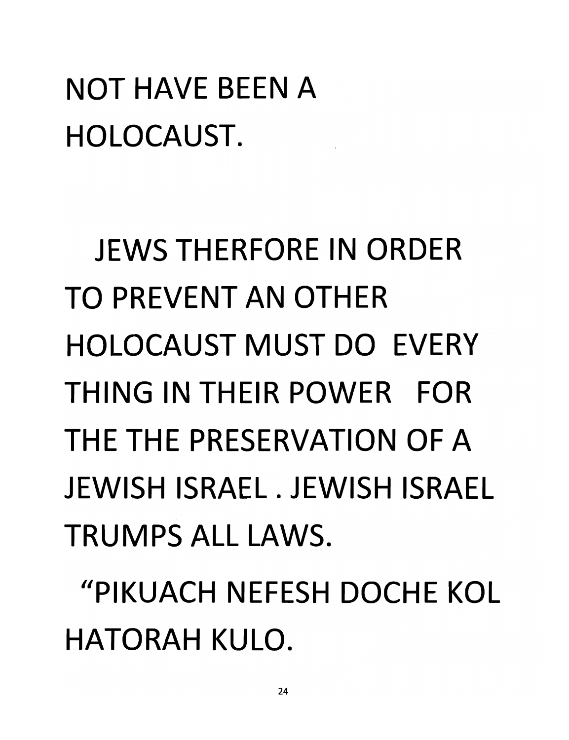NOT HAVE BEEN A HOLOCAUST.

JEWS THERFORE IN ORDER TO PREVENT AN OTHER HOLOCAUST MUST DO EVERY THING IN THEIR POWER FOR THE THE PRESERVATION OF A JEWISH ISRAEL . JEWISH ISRAEL TRUMPS ALL LAWS.

"PIKUACH NEFESH DOCHE KOL HATORAH KULO.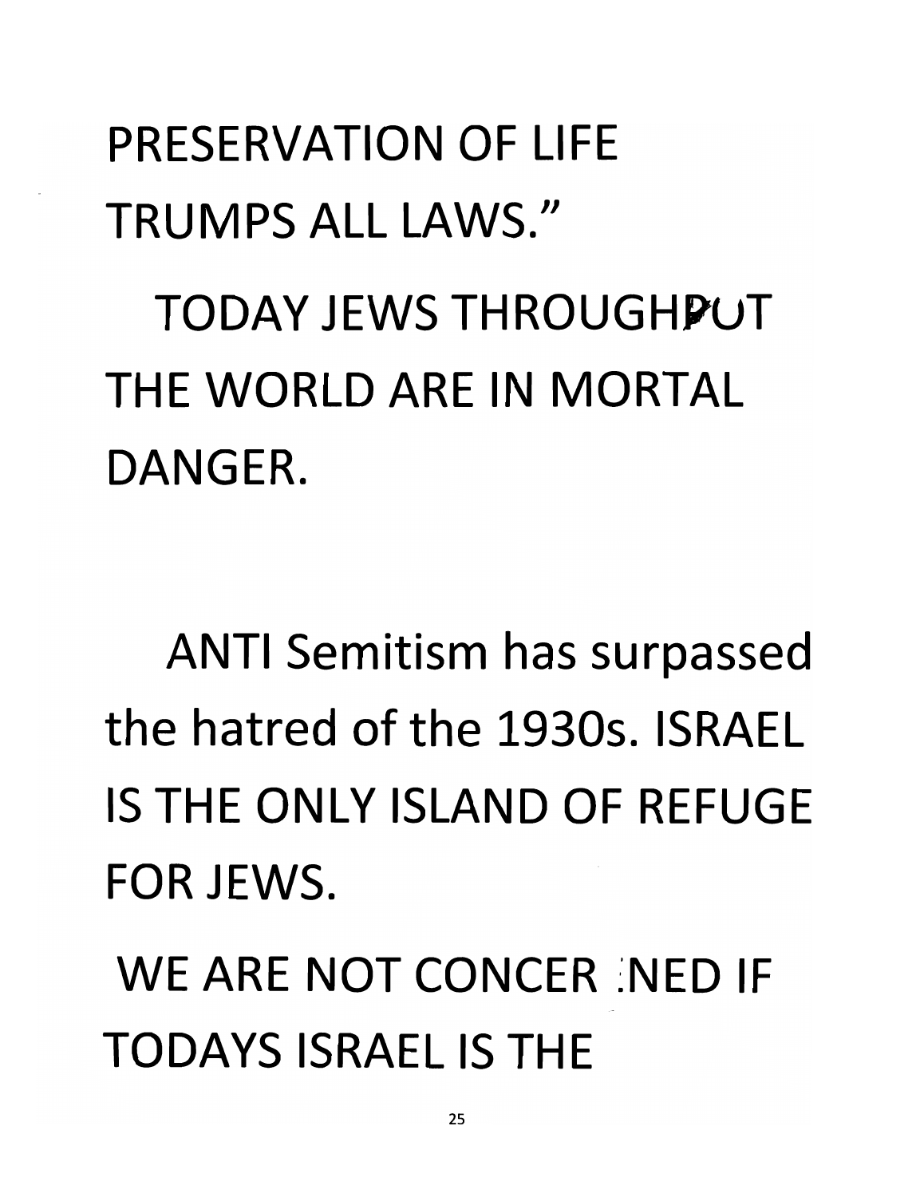PRESERVATION OF LIFE TRUMPS ALL LAWS."

TODAY JEWS THROUGHOUT THE WORLD ARE IN MORTAL DANGER.

ANTI Semitism has surpassed the hatred of the 1930s. ISRAEL IS THE ONLY ISLAND OF REFUGE FOR JEWS.

WE ARE NOT CONCERNED IF TODAYS ISRAEL IS THE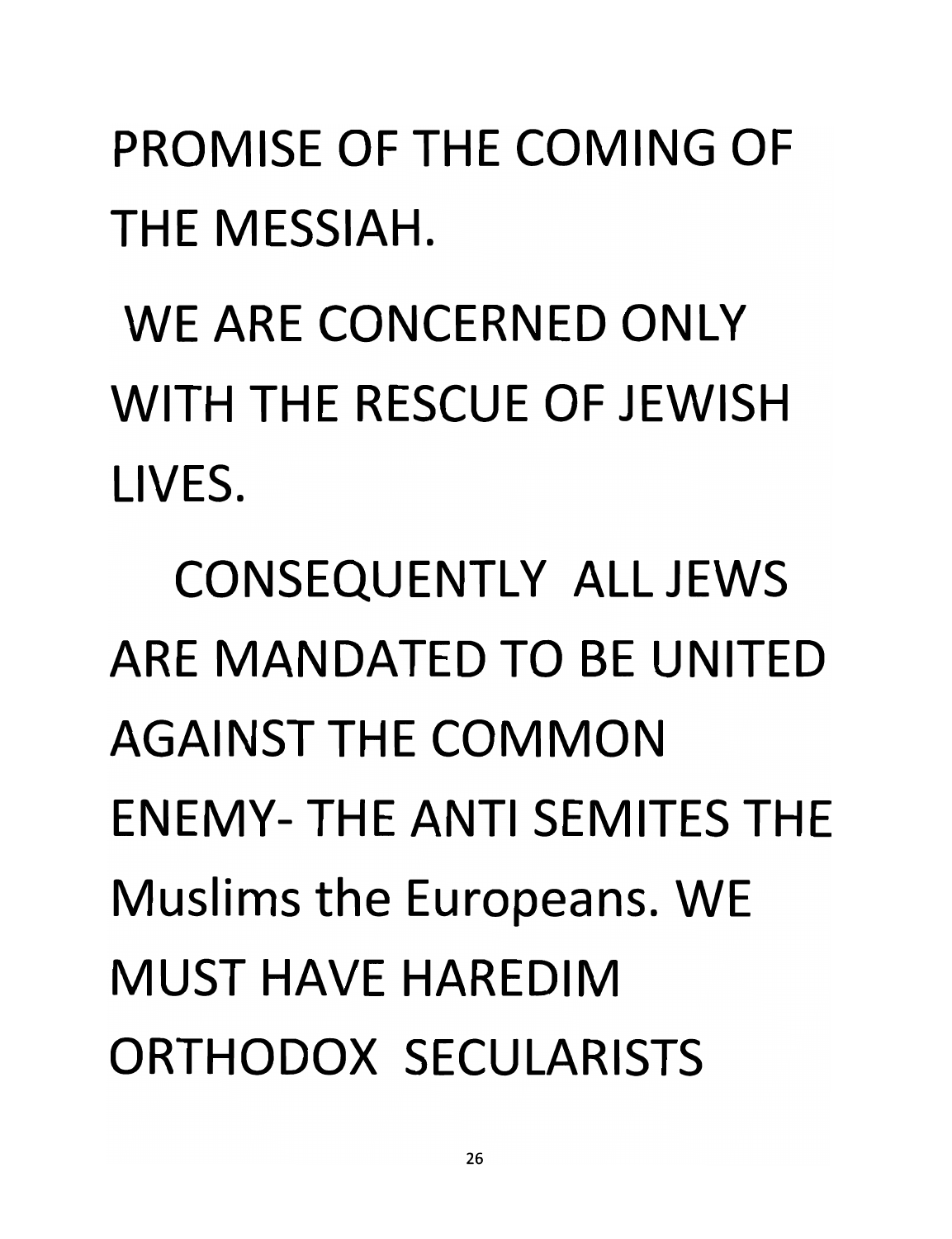PROMISE OF THE COMING OF THE MESSIAH.

WE ARE CONCERNED ONLY WITH THE RESCUE OF JEWISH LIVES.

CONSEQUENTLY ALL JEWS ARE MANDATED TO BE UNITED AGAINST THE COMMON ENEMY- THE ANTI SEMITES THE Muslims the Europeans. WE MUST HAVE HAREDIM ORTHODOX SECULARISTS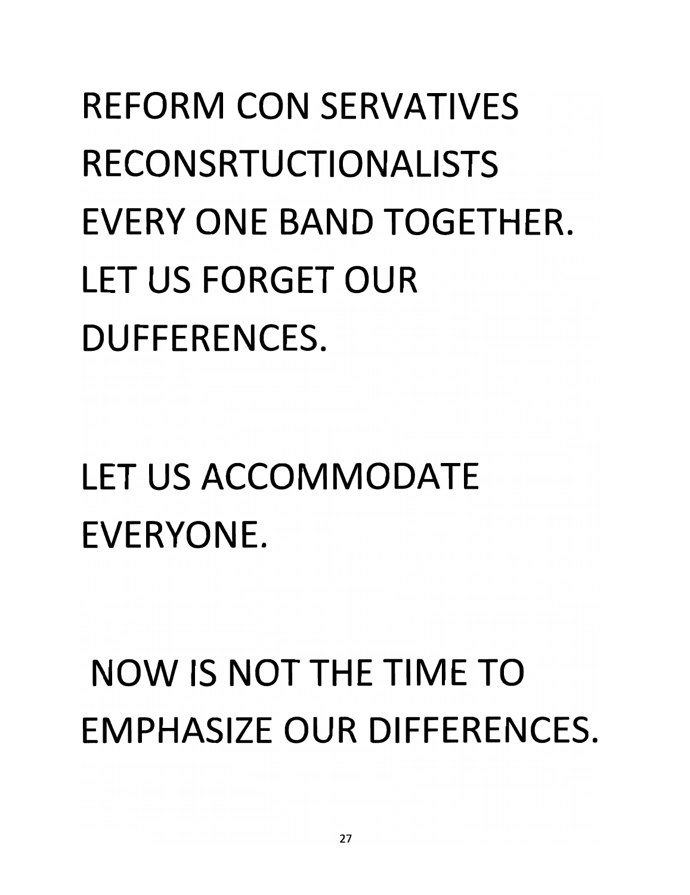REFORM CON SERVATIVES RECONSRTUCTIONALISTS EVERY ONE BAND TOGETHER. LET US FORGET OUR DUFFERENCES.

LET US ACCOMMODATE EVERYONE.

NOW IS NOT THE TIME TO EMPHASIZE OUR DIFFERENCES.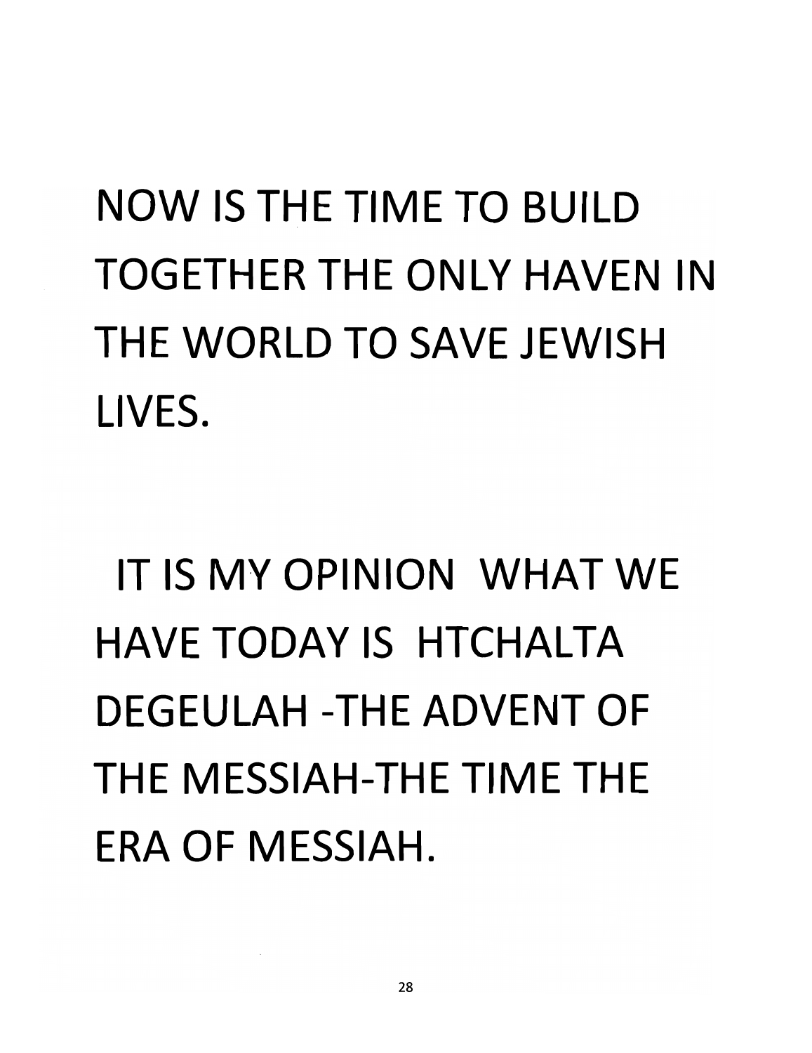NOW IS THE TIME TO BUILD TOGETHER THE ONLY HAVEN IN THE WORLD TO SAVE JEWISH LIVES.

IT IS MY OPINION WHAT WE HAVE TODAY IS HTCHALTA DEGEULAH -THE ADVENT OF THE MESSIAH-THE TIME THE ERA OF MESSIAH.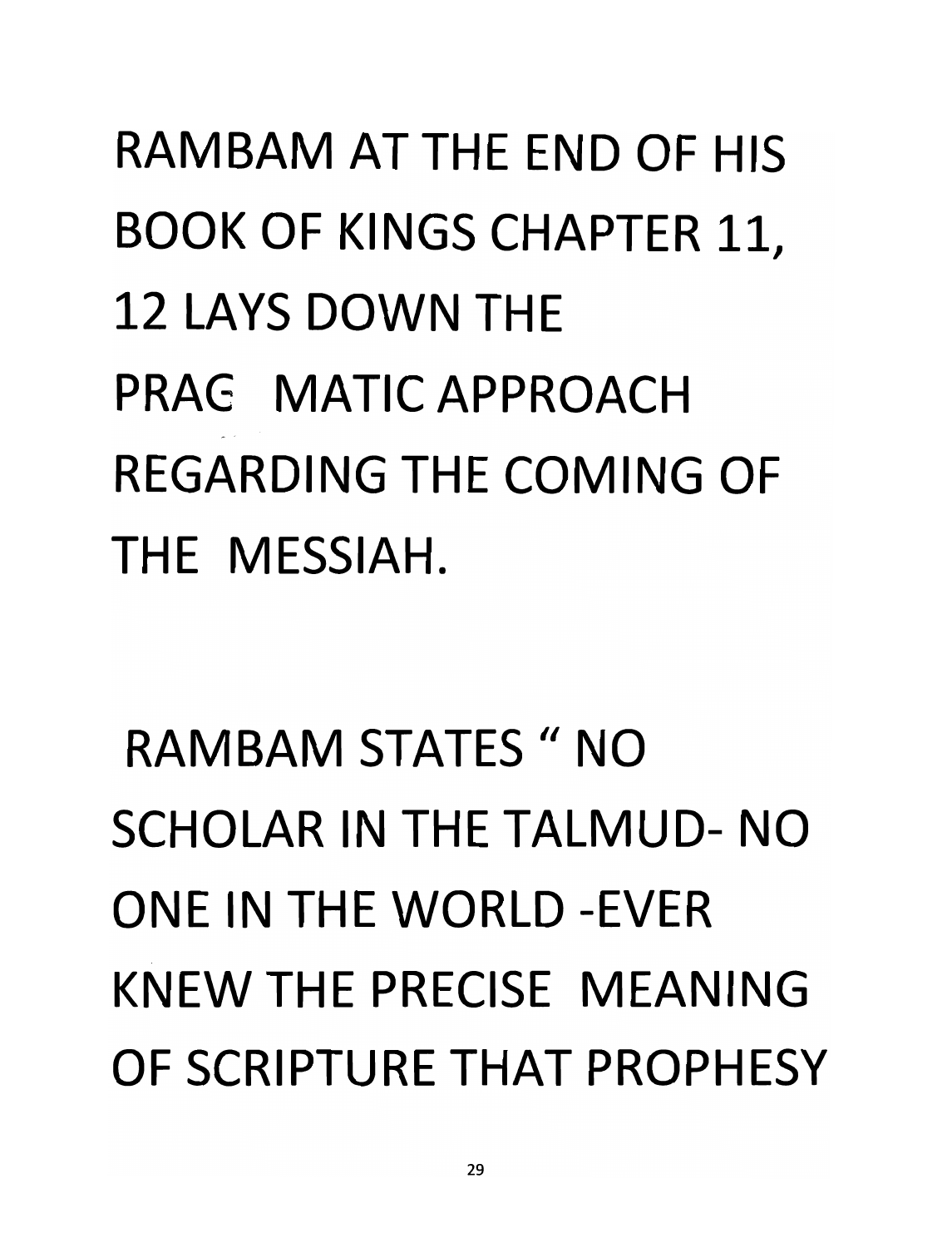RAMBAM AT THE END OF HIS BOOK OF KINGS CHAPTER 11, 12 LAYS DOWN THE PRAG MATIC APPROACH REGARDING THE COMING OF THE MESSIAH.

RAMBAM STATES " NO SCHOLAR IN THE TALMUD- NO ONE IN THE WORLD -EVER KNEW THE PRECISE MEANING OF SCRIPTURE THAT PROPHESY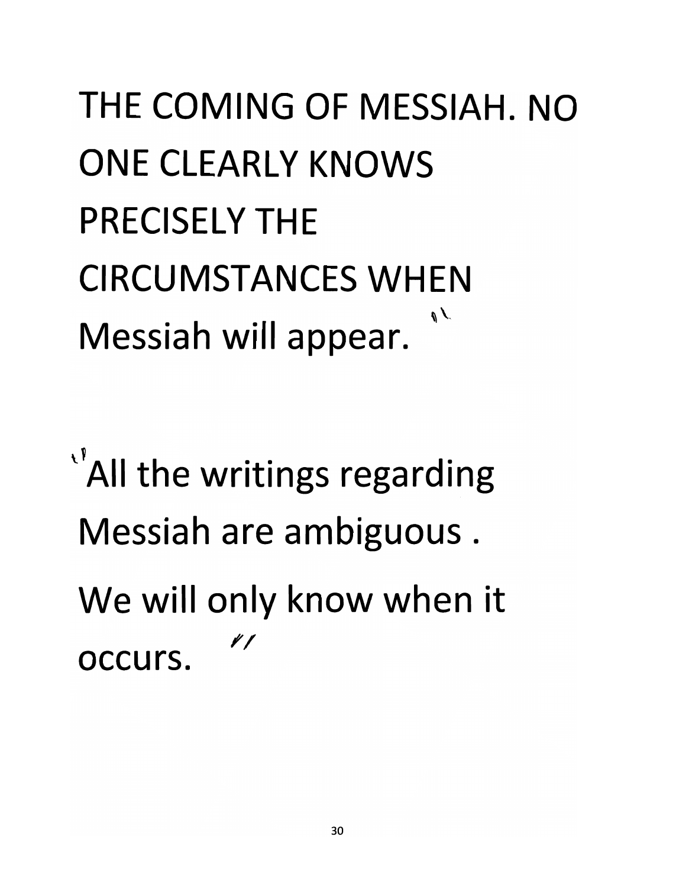THE COMING OF MESSIAH. NO ONE CLEARLY KNOWS PRECISELY THE CIRCUMSTANCES WHEN Messiah will appear.

All the writings regarding Messiah are ambiguous .

We will only know when it occurs.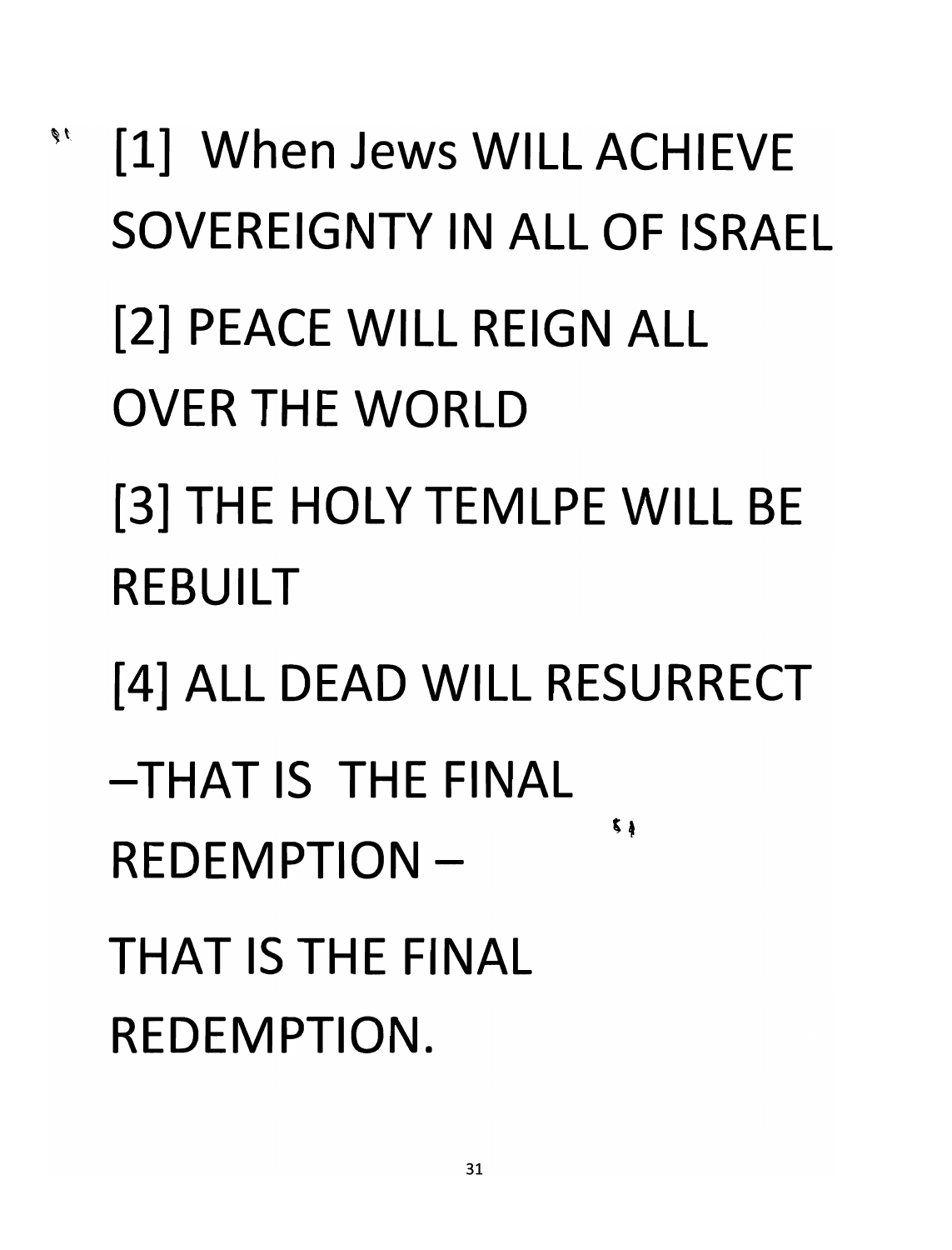[1] When Jews WILL ACHIEVE SOVEREIGNTY IN ALL OF ISRAEL

[2] PEACE WILL REIGN ALL OVER THE WORLD

[3] THE HOLY TEMLPE WILL BE REBUILT

[4] ALL DEAD WILL RESURRECT

–THAT IS THE FINAL REDEMPTION –

THAT IS THE FINAL REDEMPTION.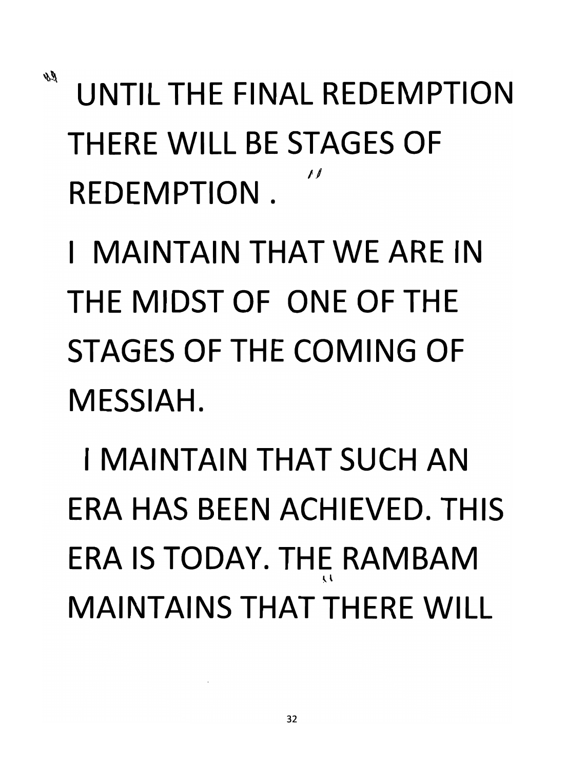UNTIL THE FINAL REDEMPTION THERE WILL BE STAGES OF REDEMPTION .

I MAINTAIN THAT WE ARE IN THE MIDST OF ONE OF THE STAGES OF THE COMING OF MESSIAH.

I MAINTAIN THAT SUCH AN ERA HAS BEEN ACHIEVED. THIS ERA IS TODAY. THE RAMBAM MAINTAINS THAT THERE WILL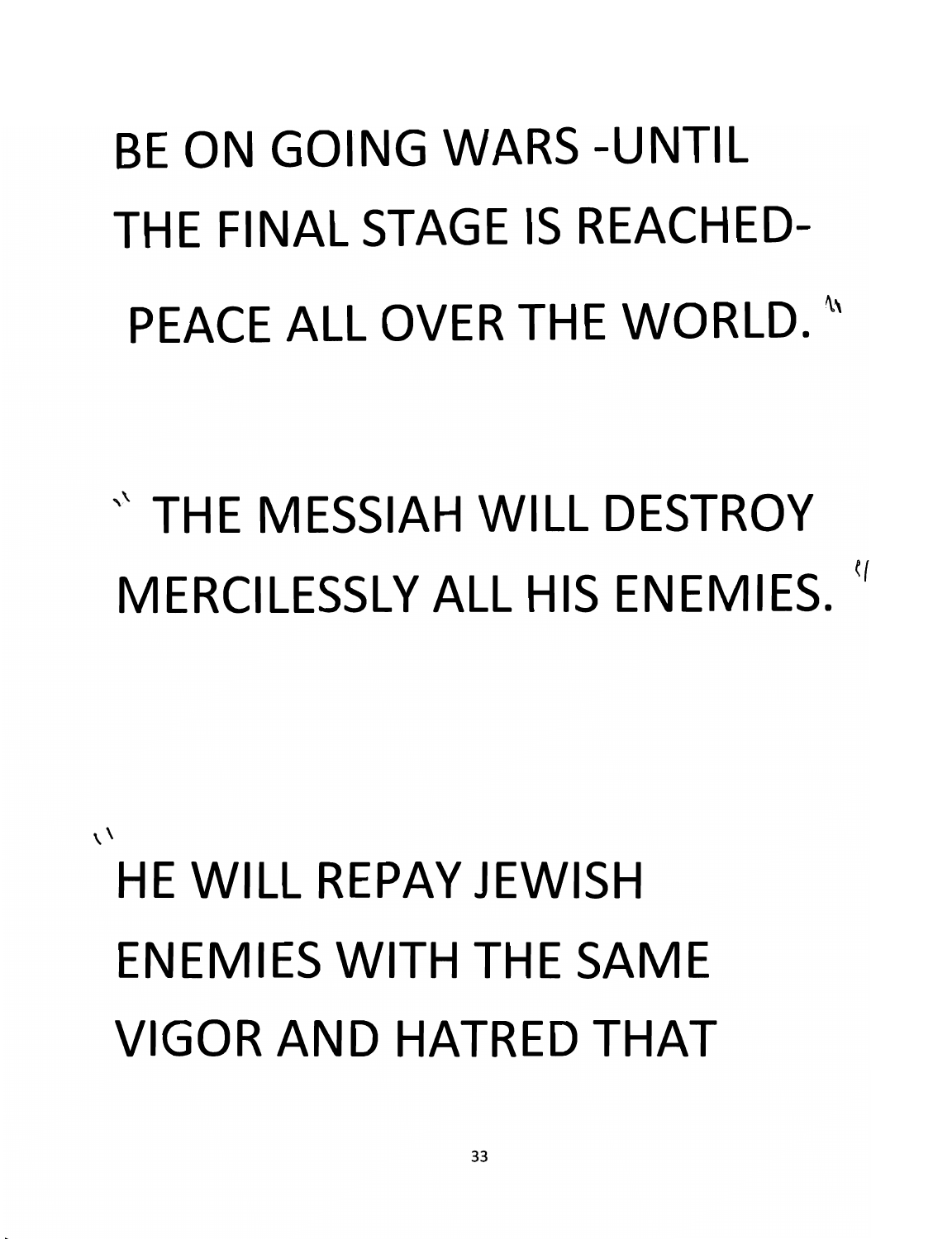BE ON GOING WARS -UNTIL THE FINAL STAGE IS REACHED- PEACE ALL OVER THE WORLD."

"THE MESSIAH WILL DESTROY MERCILESSLY ALL HIS ENEMIES."

"HE WILL REPAY JEWISH ENEMIES WITH THE SAME VIGOR AND HATRED THAT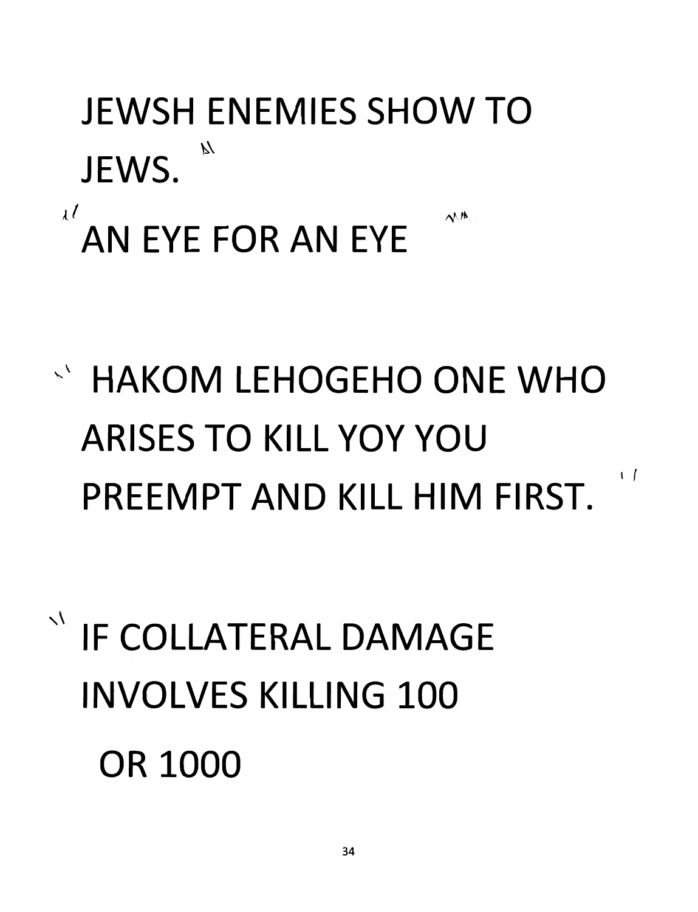JEWSH ENEMIES SHOW TO JEWS.

AN EYE FOR AN EYE

HAKOM LEHOGEHO ONE WHO ARISES TO KILL YOY YOU PREEMPT AND KILL HIM FIRST.

IF COLLATERAL DAMAGE INVOLVES KILLING 100 OR 1000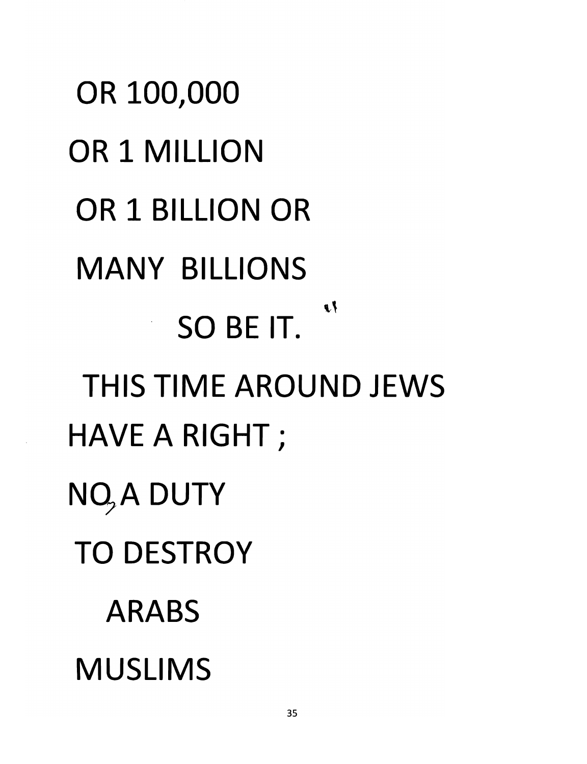OR 100,000

OR 1 MILLION

OR 1 BILLION OR

MANY BILLIONS

SO BE IT.

THIS TIME AROUND JEWS

HAVE A RIGHT ;

NO, A DUTY

TO DESTROY

ARABS

MUSLIMS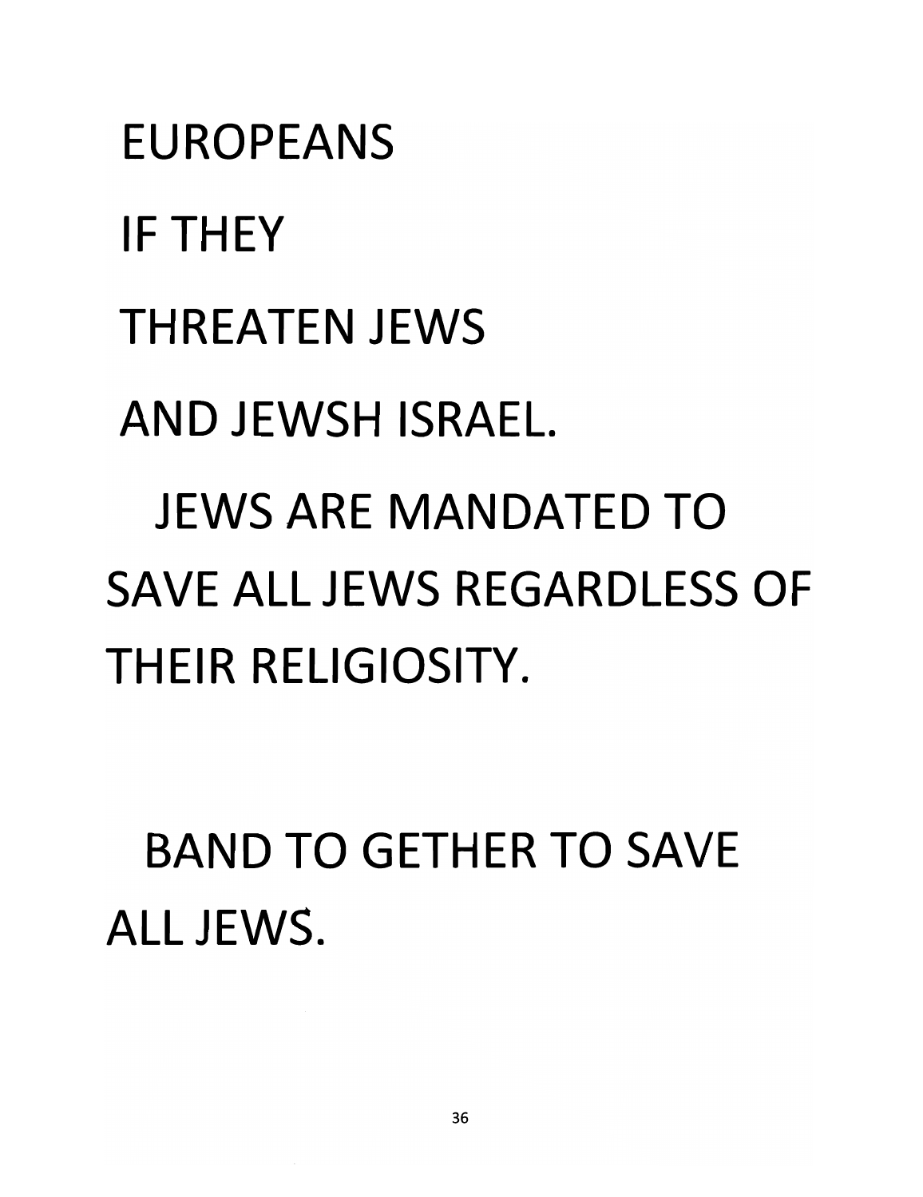EUROPEANS

IF THEY

THREATEN JEWS

AND JEWSH ISRAEL.

JEWS ARE MANDATED TO SAVE ALL JEWS REGARDLESS OF THEIR RELIGIOSITY.

BAND TO GETHER TO SAVE ALL JEWS.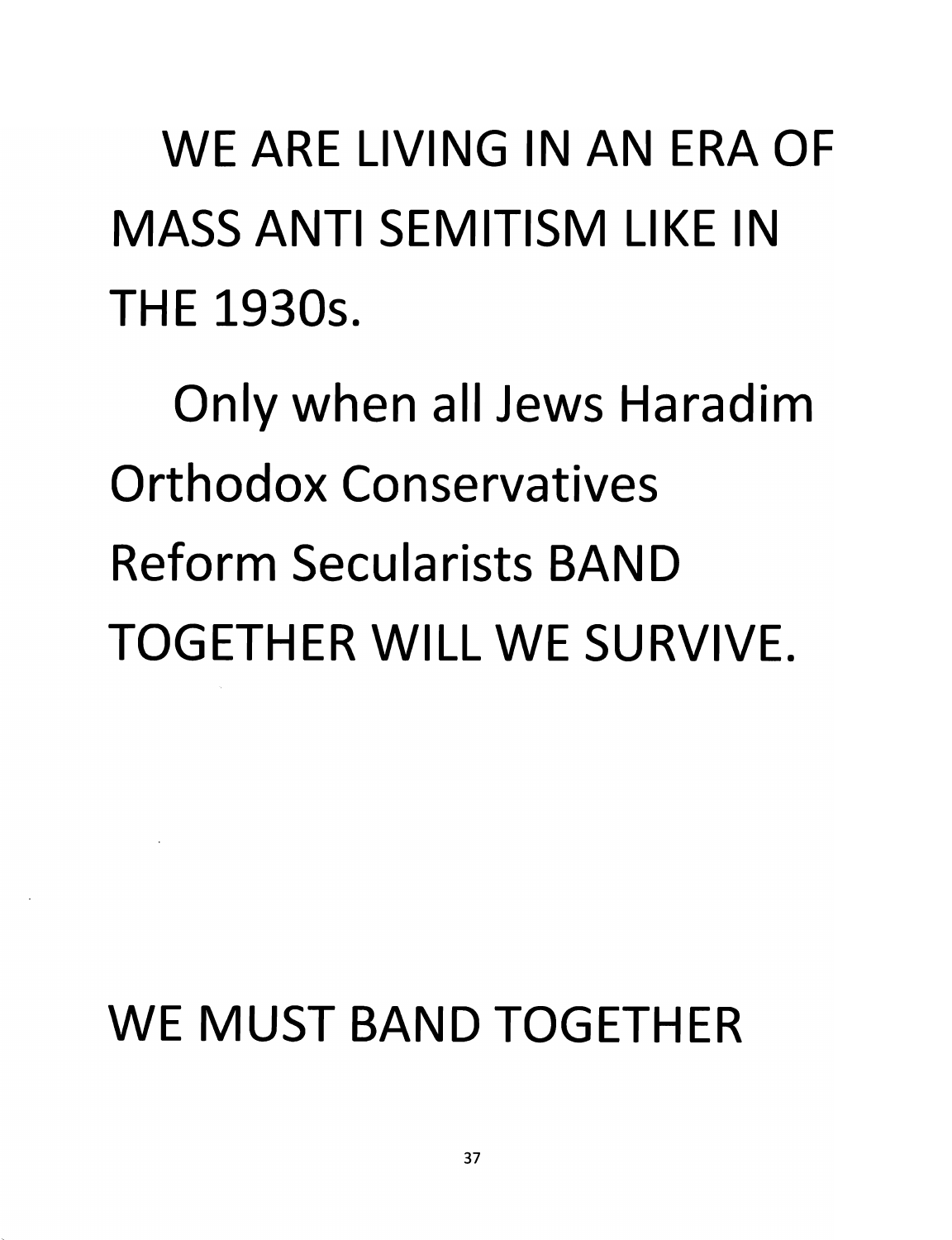WE ARE LIVING IN AN ERA OF MASS ANTI SEMITISM LIKE IN THE 1930s.

Only when all Jews Haradim Orthodox Conservatives Reform Secularists BAND TOGETHER WILL WE SURVIVE.

WE MUST BAND TOGETHER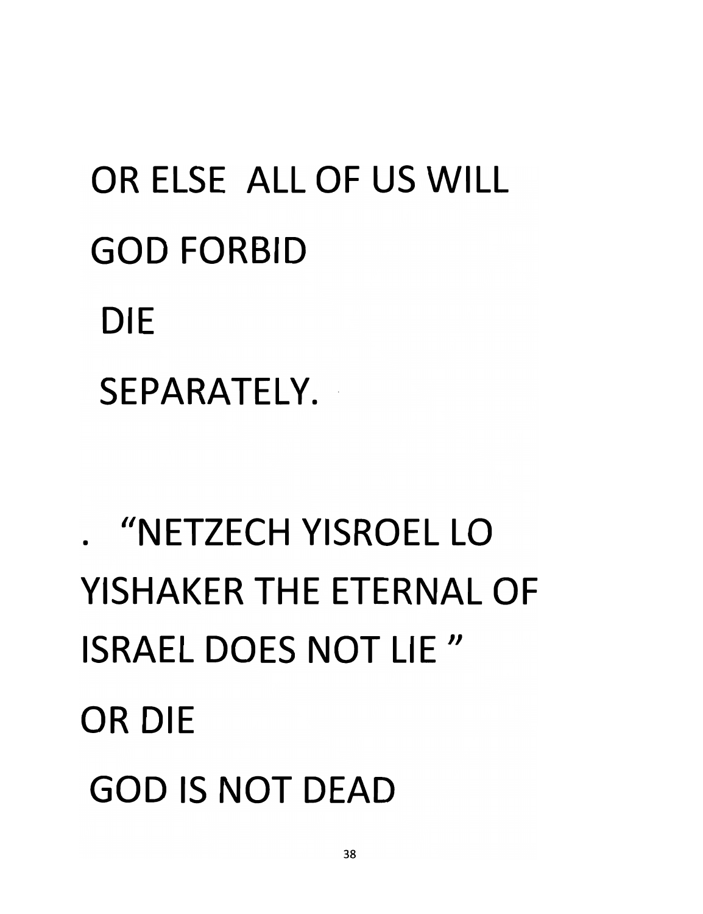OR ELSE ALL OF US WILL

GOD FORBID

DIE

SEPARATELY.

. "NETZECH YISROEL LO YISHAKER THE ETERNAL OF ISRAEL DOES NOT LIE"

OR DIE

GOD IS NOT DEAD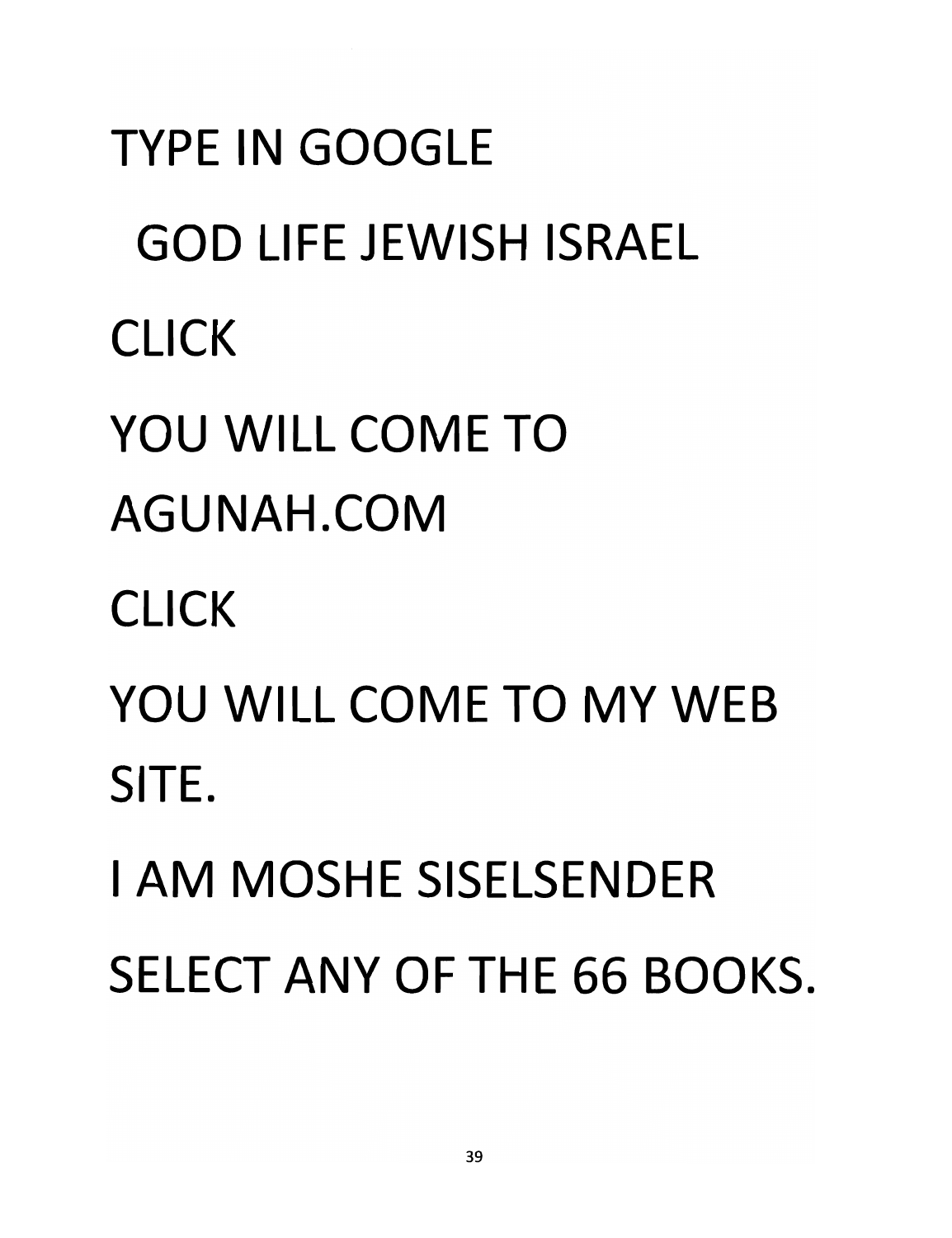TYPE IN GOOGLE

GOD LIFE JEWISH ISRAEL

CLICK

YOU WILL COME TO AGUNAH.COM

CLICK

YOU WILL COME TO MY WEB SITE.

I AM MOSHE SISELSENDER

SELECT ANY OF THE 66 BOOKS.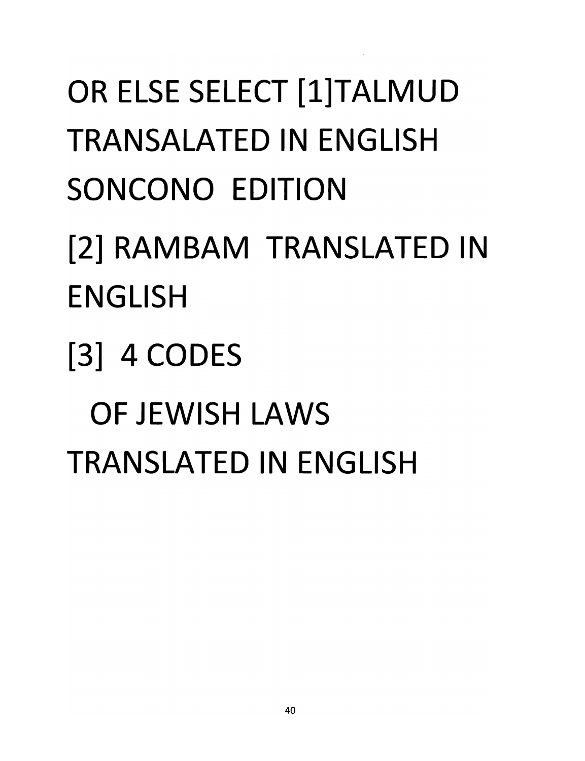OR ELSE SELECT [1]TALMUD TRANSALATED IN ENGLISH SONCONO EDITION

[2] RAMBAM TRANSLATED IN ENGLISH

[3] 4 CODES

OF JEWISH LAWS TRANSLATED IN ENGLISH